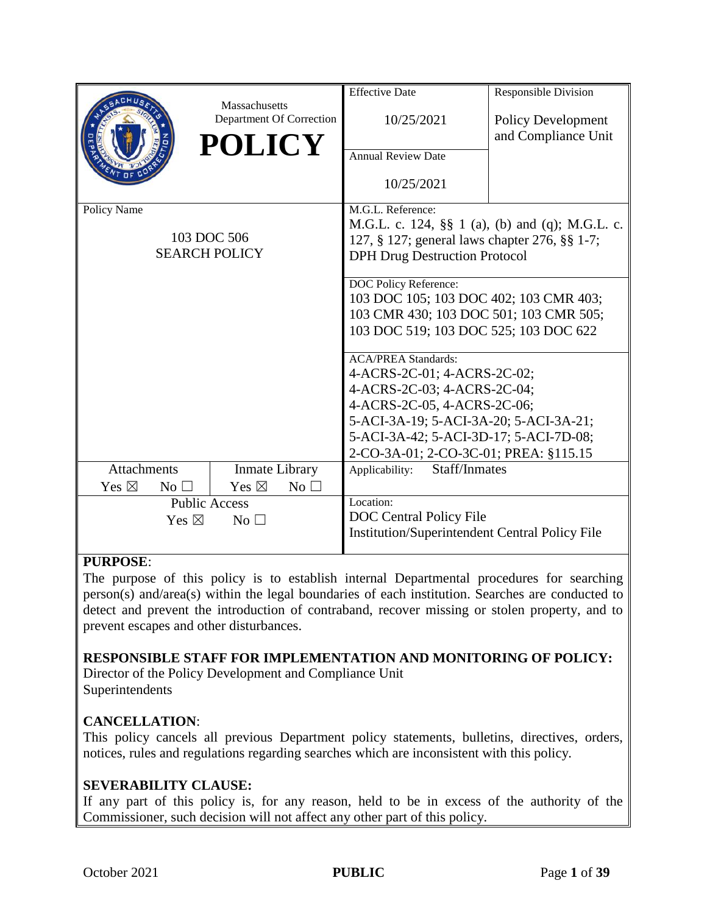| Massachusetts Department Of Correction **POLICY** | | Effective Date<br>10/25/2021 | Responsible Division<br>Policy Development and Compliance Unit |
|---|---|---|---|
| | | Annual Review Date<br>10/25/2021 | |
| Policy Name<br>103 DOC 506<br>SEARCH POLICY | | M.G.L. Reference:<br>M.G.L. c. 124, §§ 1 (a), (b) and (q); M.G.L. c. 127, § 127; general laws chapter 276, §§ 1-7; DPH Drug Destruction Protocol | |
| | | DOC Policy Reference:<br>103 DOC 105; 103 DOC 402; 103 CMR 403; 103 CMR 430; 103 DOC 501; 103 CMR 505; 103 DOC 519; 103 DOC 525; 103 DOC 622 | |
| | | ACA/PREA Standards:<br>4-ACRS-2C-01; 4-ACRS-2C-02; 4-ACRS-2C-03; 4-ACRS-2C-04; 4-ACRS-2C-05, 4-ACRS-2C-06; 5-ACI-3A-19; 5-ACI-3A-20; 5-ACI-3A-21; 5-ACI-3A-42; 5-ACI-3D-17; 5-ACI-7D-08; 2-CO-3A-01; 2-CO-3C-01; PREA: §115.15 | |
| Attachments<br>Yes ☒ No ☐ | Inmate Library<br>Yes ☒ No ☐ | Applicability: Staff/Inmates | |
| Public Access<br>Yes ☒ No ☐ | | Location:<br>DOC Central Policy File<br>Institution/Superintendent Central Policy File | |

**PURPOSE**:

The purpose of this policy is to establish internal Departmental procedures for searching person(s) and/area(s) within the legal boundaries of each institution. Searches are conducted to detect and prevent the introduction of contraband, recover missing or stolen property, and to prevent escapes and other disturbances.

**RESPONSIBLE STAFF FOR IMPLEMENTATION AND MONITORING OF POLICY:**

Director of the Policy Development and Compliance Unit
Superintendents

**CANCELLATION**:

This policy cancels all previous Department policy statements, bulletins, directives, orders, notices, rules and regulations regarding searches which are inconsistent with this policy.

**SEVERABILITY CLAUSE:**

If any part of this policy is, for any reason, held to be in excess of the authority of the Commissioner, such decision will not affect any other part of this policy.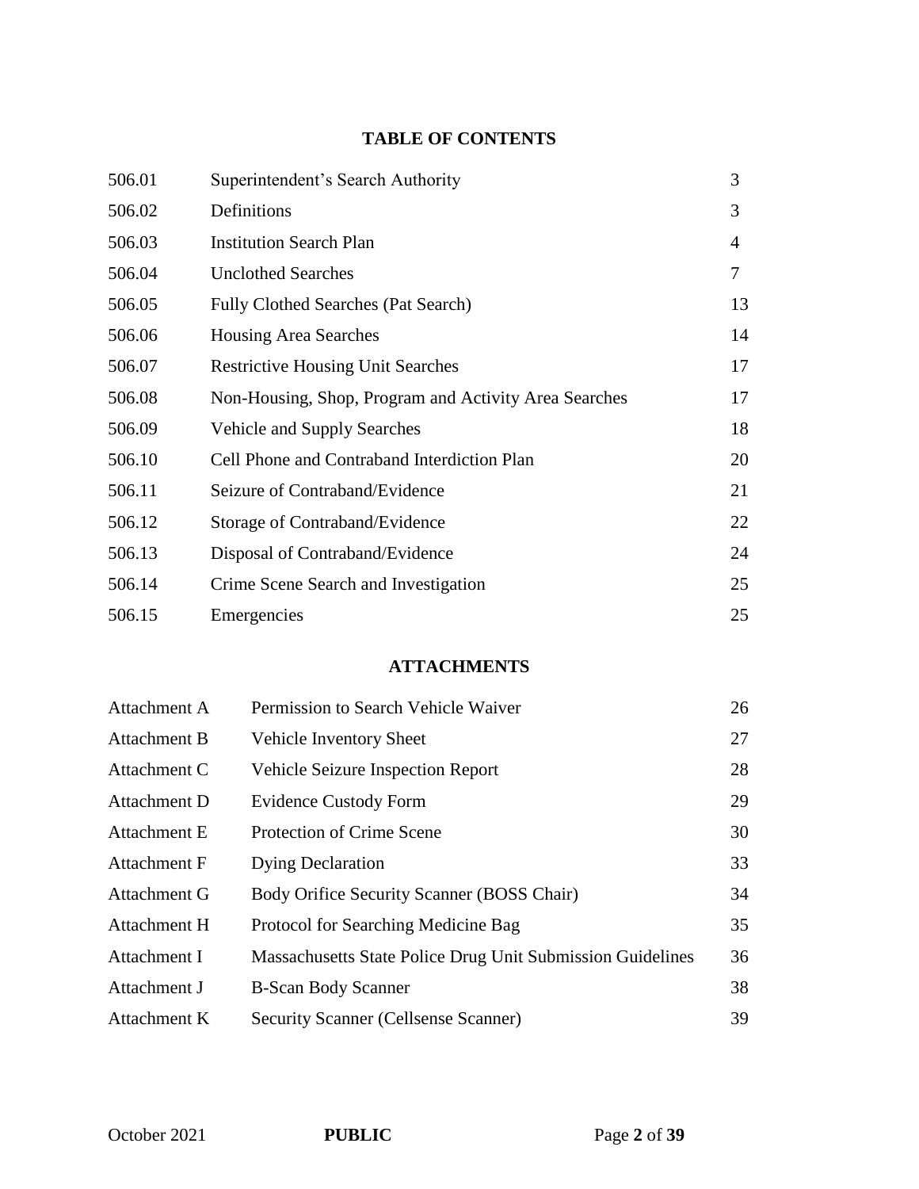## TABLE OF CONTENTS

| | | |
|---|---|---|
| 506.01 | Superintendent's Search Authority | 3 |
| 506.02 | Definitions | 3 |
| 506.03 | Institution Search Plan | 4 |
| 506.04 | Unclothed Searches | 7 |
| 506.05 | Fully Clothed Searches (Pat Search) | 13 |
| 506.06 | Housing Area Searches | 14 |
| 506.07 | Restrictive Housing Unit Searches | 17 |
| 506.08 | Non-Housing, Shop, Program and Activity Area Searches | 17 |
| 506.09 | Vehicle and Supply Searches | 18 |
| 506.10 | Cell Phone and Contraband Interdiction Plan | 20 |
| 506.11 | Seizure of Contraband/Evidence | 21 |
| 506.12 | Storage of Contraband/Evidence | 22 |
| 506.13 | Disposal of Contraband/Evidence | 24 |
| 506.14 | Crime Scene Search and Investigation | 25 |
| 506.15 | Emergencies | 25 |

## ATTACHMENTS

| | | |
|---|---|---|
| Attachment A | Permission to Search Vehicle Waiver | 26 |
| Attachment B | Vehicle Inventory Sheet | 27 |
| Attachment C | Vehicle Seizure Inspection Report | 28 |
| Attachment D | Evidence Custody Form | 29 |
| Attachment E | Protection of Crime Scene | 30 |
| Attachment F | Dying Declaration | 33 |
| Attachment G | Body Orifice Security Scanner (BOSS Chair) | 34 |
| Attachment H | Protocol for Searching Medicine Bag | 35 |
| Attachment I | Massachusetts State Police Drug Unit Submission Guidelines | 36 |
| Attachment J | B-Scan Body Scanner | 38 |
| Attachment K | Security Scanner (Cellsense Scanner) | 39 |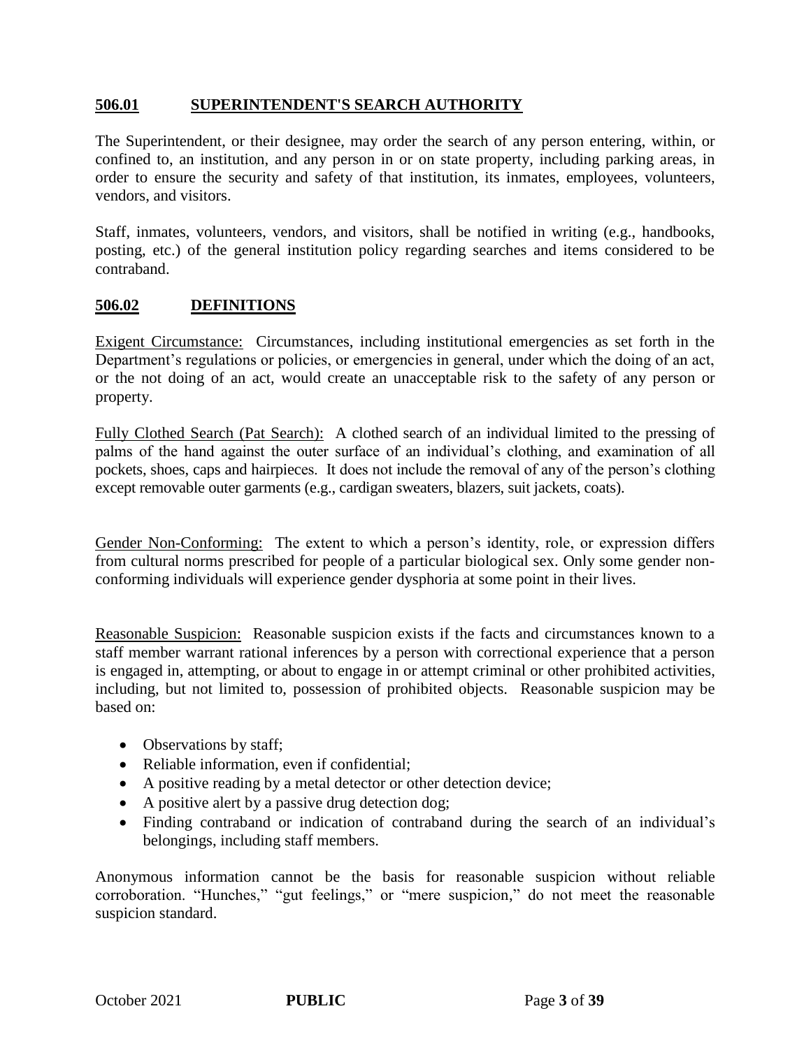## 506.01 SUPERINTENDENT'S SEARCH AUTHORITY

The Superintendent, or their designee, may order the search of any person entering, within, or confined to, an institution, and any person in or on state property, including parking areas, in order to ensure the security and safety of that institution, its inmates, employees, volunteers, vendors, and visitors.

Staff, inmates, volunteers, vendors, and visitors, shall be notified in writing (e.g., handbooks, posting, etc.) of the general institution policy regarding searches and items considered to be contraband.

## 506.02 DEFINITIONS

Exigent Circumstance: Circumstances, including institutional emergencies as set forth in the Department's regulations or policies, or emergencies in general, under which the doing of an act, or the not doing of an act, would create an unacceptable risk to the safety of any person or property.

Fully Clothed Search (Pat Search): A clothed search of an individual limited to the pressing of palms of the hand against the outer surface of an individual's clothing, and examination of all pockets, shoes, caps and hairpieces. It does not include the removal of any of the person's clothing except removable outer garments (e.g., cardigan sweaters, blazers, suit jackets, coats).

Gender Non-Conforming: The extent to which a person's identity, role, or expression differs from cultural norms prescribed for people of a particular biological sex. Only some gender non-conforming individuals will experience gender dysphoria at some point in their lives.

Reasonable Suspicion: Reasonable suspicion exists if the facts and circumstances known to a staff member warrant rational inferences by a person with correctional experience that a person is engaged in, attempting, or about to engage in or attempt criminal or other prohibited activities, including, but not limited to, possession of prohibited objects. Reasonable suspicion may be based on:

- Observations by staff;
- Reliable information, even if confidential;
- A positive reading by a metal detector or other detection device;
- A positive alert by a passive drug detection dog;
- Finding contraband or indication of contraband during the search of an individual's belongings, including staff members.

Anonymous information cannot be the basis for reasonable suspicion without reliable corroboration. "Hunches," "gut feelings," or "mere suspicion," do not meet the reasonable suspicion standard.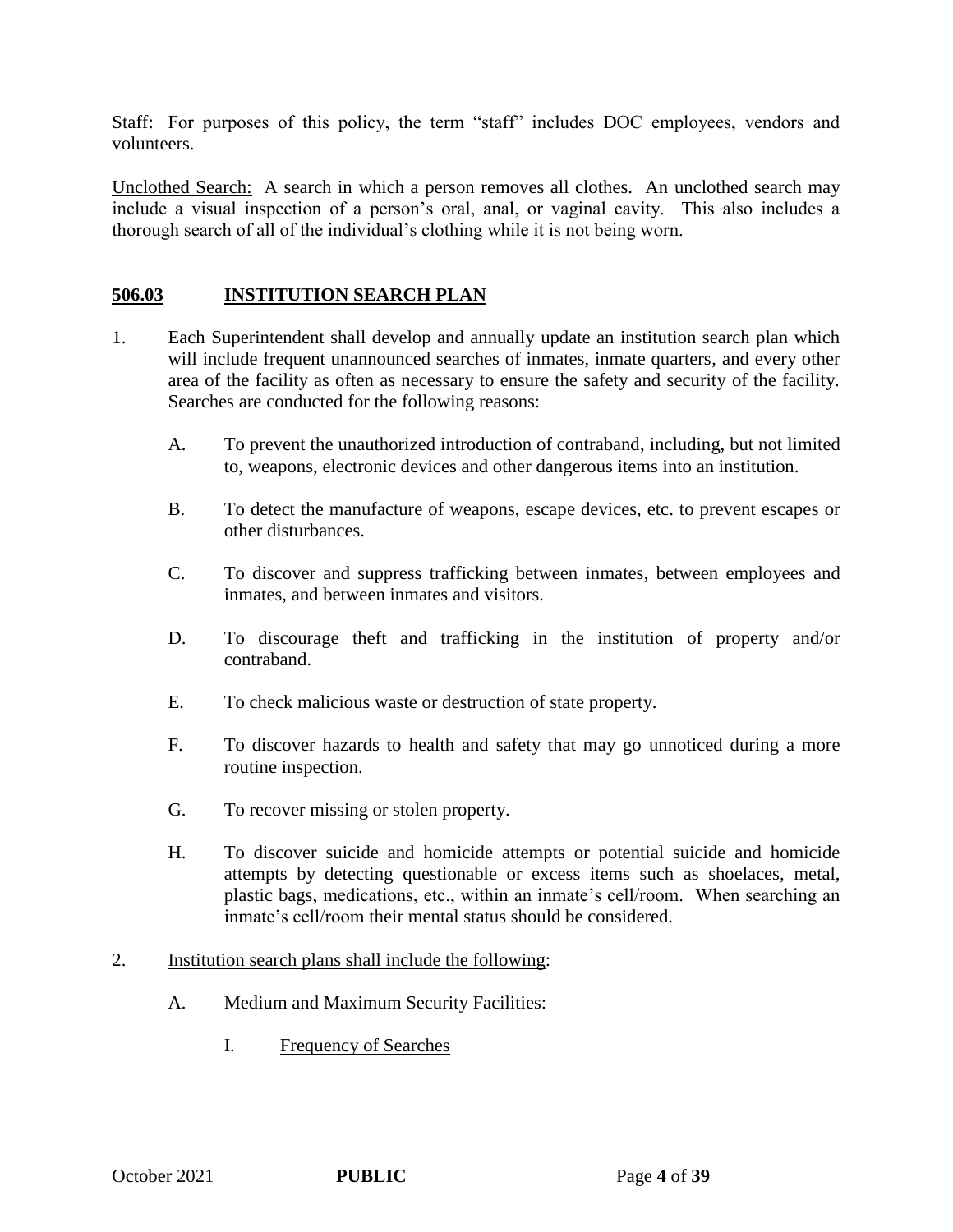<u>Staff:</u> For purposes of this policy, the term "staff" includes DOC employees, vendors and volunteers.

<u>Unclothed Search:</u> A search in which a person removes all clothes. An unclothed search may include a visual inspection of a person's oral, anal, or vaginal cavity. This also includes a thorough search of all of the individual's clothing while it is not being worn.

## 506.03 INSTITUTION SEARCH PLAN

1. Each Superintendent shall develop and annually update an institution search plan which will include frequent unannounced searches of inmates, inmate quarters, and every other area of the facility as often as necessary to ensure the safety and security of the facility. Searches are conducted for the following reasons:

   A. To prevent the unauthorized introduction of contraband, including, but not limited to, weapons, electronic devices and other dangerous items into an institution.

   B. To detect the manufacture of weapons, escape devices, etc. to prevent escapes or other disturbances.

   C. To discover and suppress trafficking between inmates, between employees and inmates, and between inmates and visitors.

   D. To discourage theft and trafficking in the institution of property and/or contraband.

   E. To check malicious waste or destruction of state property.

   F. To discover hazards to health and safety that may go unnoticed during a more routine inspection.

   G. To recover missing or stolen property.

   H. To discover suicide and homicide attempts or potential suicide and homicide attempts by detecting questionable or excess items such as shoelaces, metal, plastic bags, medications, etc., within an inmate's cell/room. When searching an inmate's cell/room their mental status should be considered.

2. <u>Institution search plans shall include the following</u>:

   A. Medium and Maximum Security Facilities:

      I. <u>Frequency of Searches</u>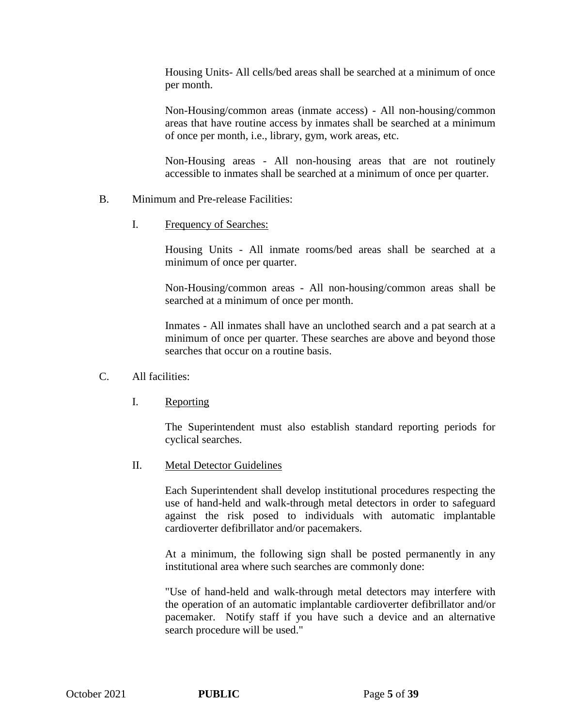Housing Units- All cells/bed areas shall be searched at a minimum of once per month.

Non-Housing/common areas (inmate access) - All non-housing/common areas that have routine access by inmates shall be searched at a minimum of once per month, i.e., library, gym, work areas, etc.

Non-Housing areas - All non-housing areas that are not routinely accessible to inmates shall be searched at a minimum of once per quarter.

B. Minimum and Pre-release Facilities:

I. Frequency of Searches:

Housing Units - All inmate rooms/bed areas shall be searched at a minimum of once per quarter.

Non-Housing/common areas - All non-housing/common areas shall be searched at a minimum of once per month.

Inmates - All inmates shall have an unclothed search and a pat search at a minimum of once per quarter. These searches are above and beyond those searches that occur on a routine basis.

C. All facilities:

I. Reporting

The Superintendent must also establish standard reporting periods for cyclical searches.

II. Metal Detector Guidelines

Each Superintendent shall develop institutional procedures respecting the use of hand-held and walk-through metal detectors in order to safeguard against the risk posed to individuals with automatic implantable cardioverter defibrillator and/or pacemakers.

At a minimum, the following sign shall be posted permanently in any institutional area where such searches are commonly done:

"Use of hand-held and walk-through metal detectors may interfere with the operation of an automatic implantable cardioverter defibrillator and/or pacemaker. Notify staff if you have such a device and an alternative search procedure will be used."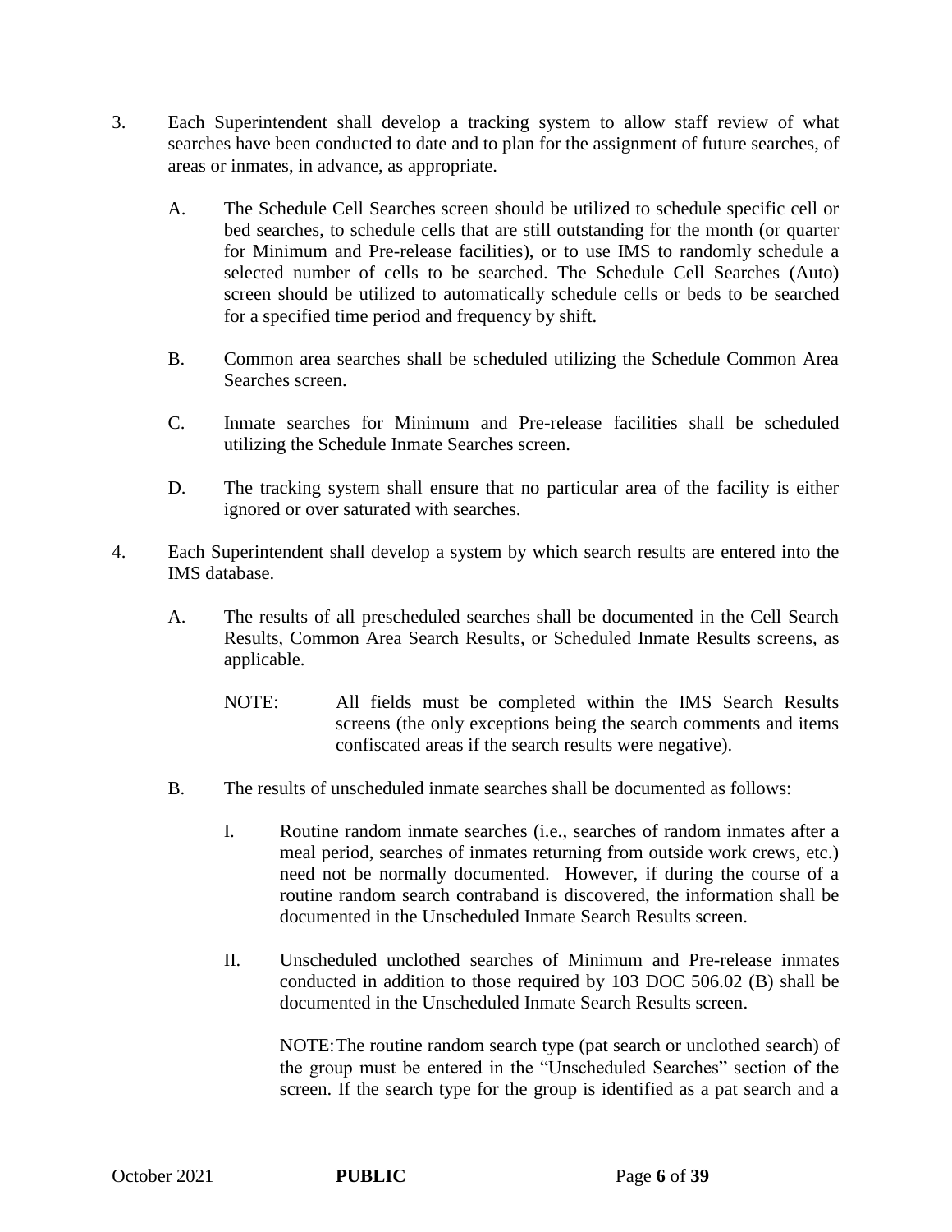3. Each Superintendent shall develop a tracking system to allow staff review of what searches have been conducted to date and to plan for the assignment of future searches, of areas or inmates, in advance, as appropriate.

   A. The Schedule Cell Searches screen should be utilized to schedule specific cell or bed searches, to schedule cells that are still outstanding for the month (or quarter for Minimum and Pre-release facilities), or to use IMS to randomly schedule a selected number of cells to be searched. The Schedule Cell Searches (Auto) screen should be utilized to automatically schedule cells or beds to be searched for a specified time period and frequency by shift.

   B. Common area searches shall be scheduled utilizing the Schedule Common Area Searches screen.

   C. Inmate searches for Minimum and Pre-release facilities shall be scheduled utilizing the Schedule Inmate Searches screen.

   D. The tracking system shall ensure that no particular area of the facility is either ignored or over saturated with searches.

4. Each Superintendent shall develop a system by which search results are entered into the IMS database.

   A. The results of all prescheduled searches shall be documented in the Cell Search Results, Common Area Search Results, or Scheduled Inmate Results screens, as applicable.

      NOTE: All fields must be completed within the IMS Search Results screens (the only exceptions being the search comments and items confiscated areas if the search results were negative).

   B. The results of unscheduled inmate searches shall be documented as follows:

      I. Routine random inmate searches (i.e., searches of random inmates after a meal period, searches of inmates returning from outside work crews, etc.) need not be normally documented. However, if during the course of a routine random search contraband is discovered, the information shall be documented in the Unscheduled Inmate Search Results screen.

      II. Unscheduled unclothed searches of Minimum and Pre-release inmates conducted in addition to those required by 103 DOC 506.02 (B) shall be documented in the Unscheduled Inmate Search Results screen.

         NOTE: The routine random search type (pat search or unclothed search) of the group must be entered in the "Unscheduled Searches" section of the screen. If the search type for the group is identified as a pat search and a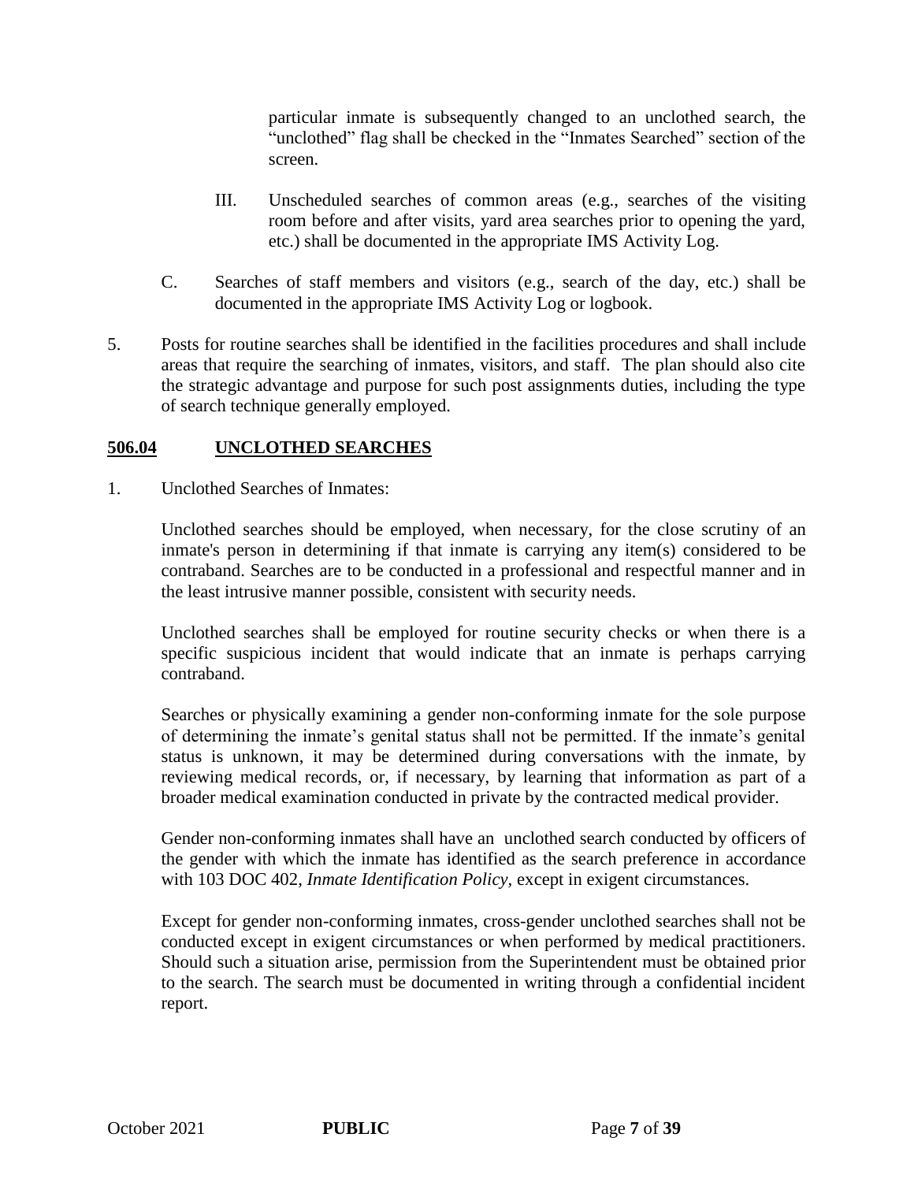particular inmate is subsequently changed to an unclothed search, the "unclothed" flag shall be checked in the "Inmates Searched" section of the screen.

III. Unscheduled searches of common areas (e.g., searches of the visiting room before and after visits, yard area searches prior to opening the yard, etc.) shall be documented in the appropriate IMS Activity Log.

C. Searches of staff members and visitors (e.g., search of the day, etc.) shall be documented in the appropriate IMS Activity Log or logbook.

5. Posts for routine searches shall be identified in the facilities procedures and shall include areas that require the searching of inmates, visitors, and staff. The plan should also cite the strategic advantage and purpose for such post assignments duties, including the type of search technique generally employed.

## <u>506.04</u> <u>UNCLOTHED SEARCHES</u>

1. Unclothed Searches of Inmates:

Unclothed searches should be employed, when necessary, for the close scrutiny of an inmate's person in determining if that inmate is carrying any item(s) considered to be contraband. Searches are to be conducted in a professional and respectful manner and in the least intrusive manner possible, consistent with security needs.

Unclothed searches shall be employed for routine security checks or when there is a specific suspicious incident that would indicate that an inmate is perhaps carrying contraband.

Searches or physically examining a gender non-conforming inmate for the sole purpose of determining the inmate's genital status shall not be permitted. If the inmate's genital status is unknown, it may be determined during conversations with the inmate, by reviewing medical records, or, if necessary, by learning that information as part of a broader medical examination conducted in private by the contracted medical provider.

Gender non-conforming inmates shall have an unclothed search conducted by officers of the gender with which the inmate has identified as the search preference in accordance with 103 DOC 402, *Inmate Identification Policy,* except in exigent circumstances.

Except for gender non-conforming inmates, cross-gender unclothed searches shall not be conducted except in exigent circumstances or when performed by medical practitioners. Should such a situation arise, permission from the Superintendent must be obtained prior to the search. The search must be documented in writing through a confidential incident report.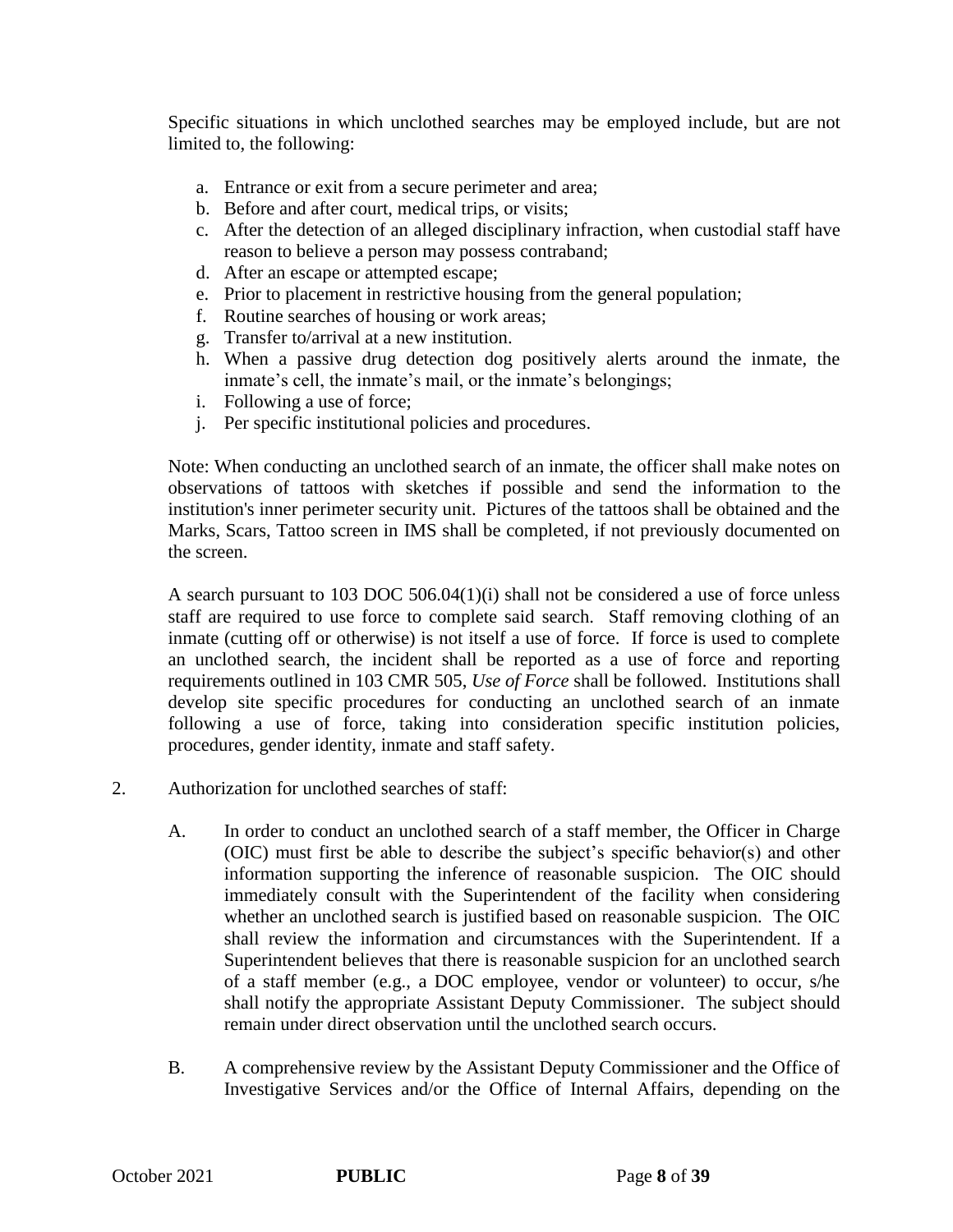Specific situations in which unclothed searches may be employed include, but are not limited to, the following:

a. Entrance or exit from a secure perimeter and area;
b. Before and after court, medical trips, or visits;
c. After the detection of an alleged disciplinary infraction, when custodial staff have reason to believe a person may possess contraband;
d. After an escape or attempted escape;
e. Prior to placement in restrictive housing from the general population;
f. Routine searches of housing or work areas;
g. Transfer to/arrival at a new institution.
h. When a passive drug detection dog positively alerts around the inmate, the inmate's cell, the inmate's mail, or the inmate's belongings;
i. Following a use of force;
j. Per specific institutional policies and procedures.

Note: When conducting an unclothed search of an inmate, the officer shall make notes on observations of tattoos with sketches if possible and send the information to the institution's inner perimeter security unit. Pictures of the tattoos shall be obtained and the Marks, Scars, Tattoo screen in IMS shall be completed, if not previously documented on the screen.

A search pursuant to 103 DOC 506.04(1)(i) shall not be considered a use of force unless staff are required to use force to complete said search. Staff removing clothing of an inmate (cutting off or otherwise) is not itself a use of force. If force is used to complete an unclothed search, the incident shall be reported as a use of force and reporting requirements outlined in 103 CMR 505, *Use of Force* shall be followed. Institutions shall develop site specific procedures for conducting an unclothed search of an inmate following a use of force, taking into consideration specific institution policies, procedures, gender identity, inmate and staff safety.

2. Authorization for unclothed searches of staff:

   A. In order to conduct an unclothed search of a staff member, the Officer in Charge (OIC) must first be able to describe the subject's specific behavior(s) and other information supporting the inference of reasonable suspicion. The OIC should immediately consult with the Superintendent of the facility when considering whether an unclothed search is justified based on reasonable suspicion. The OIC shall review the information and circumstances with the Superintendent. If a Superintendent believes that there is reasonable suspicion for an unclothed search of a staff member (e.g., a DOC employee, vendor or volunteer) to occur, s/he shall notify the appropriate Assistant Deputy Commissioner. The subject should remain under direct observation until the unclothed search occurs.

   B. A comprehensive review by the Assistant Deputy Commissioner and the Office of Investigative Services and/or the Office of Internal Affairs, depending on the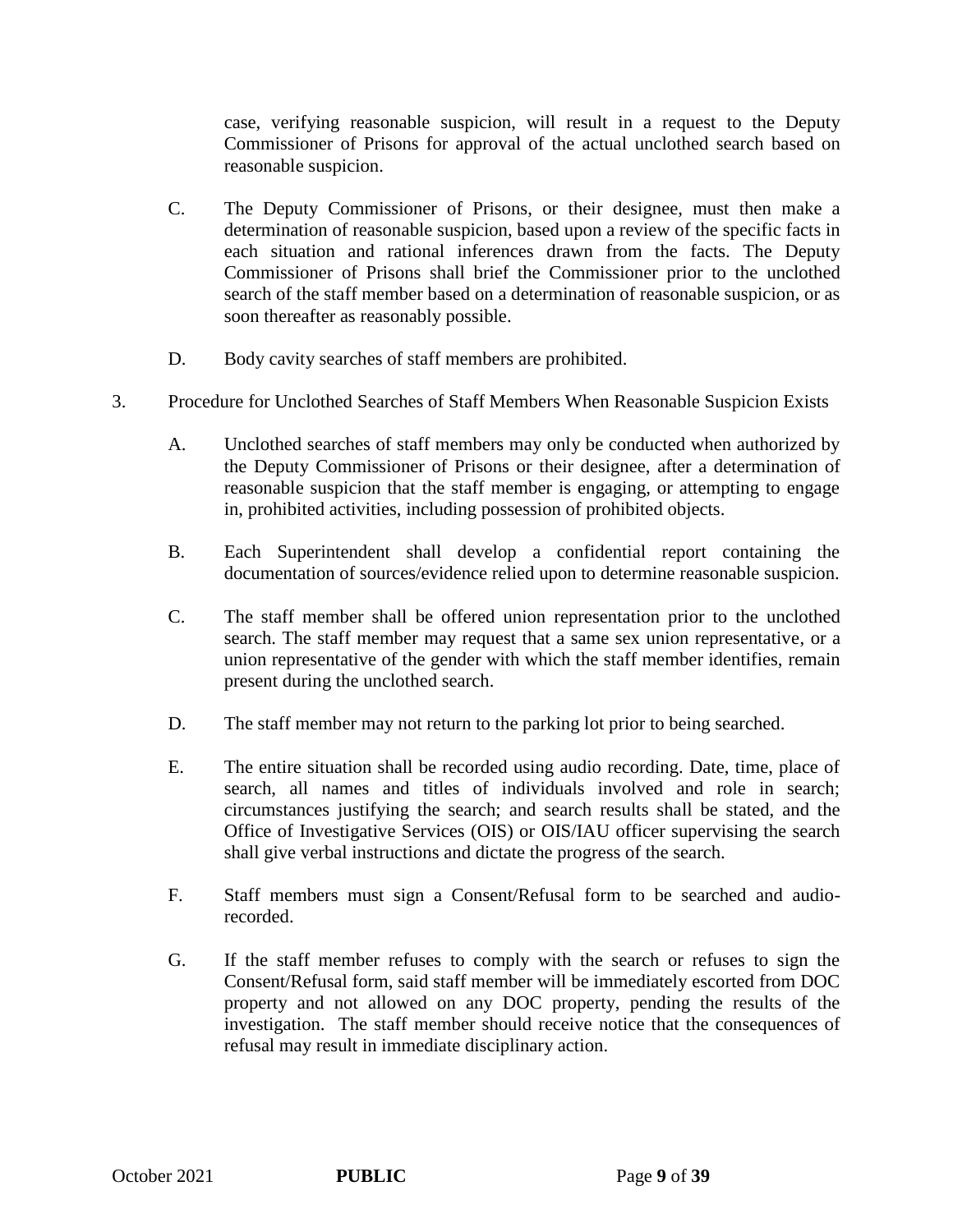case, verifying reasonable suspicion, will result in a request to the Deputy Commissioner of Prisons for approval of the actual unclothed search based on reasonable suspicion.

C. The Deputy Commissioner of Prisons, or their designee, must then make a determination of reasonable suspicion, based upon a review of the specific facts in each situation and rational inferences drawn from the facts. The Deputy Commissioner of Prisons shall brief the Commissioner prior to the unclothed search of the staff member based on a determination of reasonable suspicion, or as soon thereafter as reasonably possible.

D. Body cavity searches of staff members are prohibited.

3. Procedure for Unclothed Searches of Staff Members When Reasonable Suspicion Exists

A. Unclothed searches of staff members may only be conducted when authorized by the Deputy Commissioner of Prisons or their designee, after a determination of reasonable suspicion that the staff member is engaging, or attempting to engage in, prohibited activities, including possession of prohibited objects.

B. Each Superintendent shall develop a confidential report containing the documentation of sources/evidence relied upon to determine reasonable suspicion.

C. The staff member shall be offered union representation prior to the unclothed search. The staff member may request that a same sex union representative, or a union representative of the gender with which the staff member identifies, remain present during the unclothed search.

D. The staff member may not return to the parking lot prior to being searched.

E. The entire situation shall be recorded using audio recording. Date, time, place of search, all names and titles of individuals involved and role in search; circumstances justifying the search; and search results shall be stated, and the Office of Investigative Services (OIS) or OIS/IAU officer supervising the search shall give verbal instructions and dictate the progress of the search.

F. Staff members must sign a Consent/Refusal form to be searched and audio-recorded.

G. If the staff member refuses to comply with the search or refuses to sign the Consent/Refusal form, said staff member will be immediately escorted from DOC property and not allowed on any DOC property, pending the results of the investigation. The staff member should receive notice that the consequences of refusal may result in immediate disciplinary action.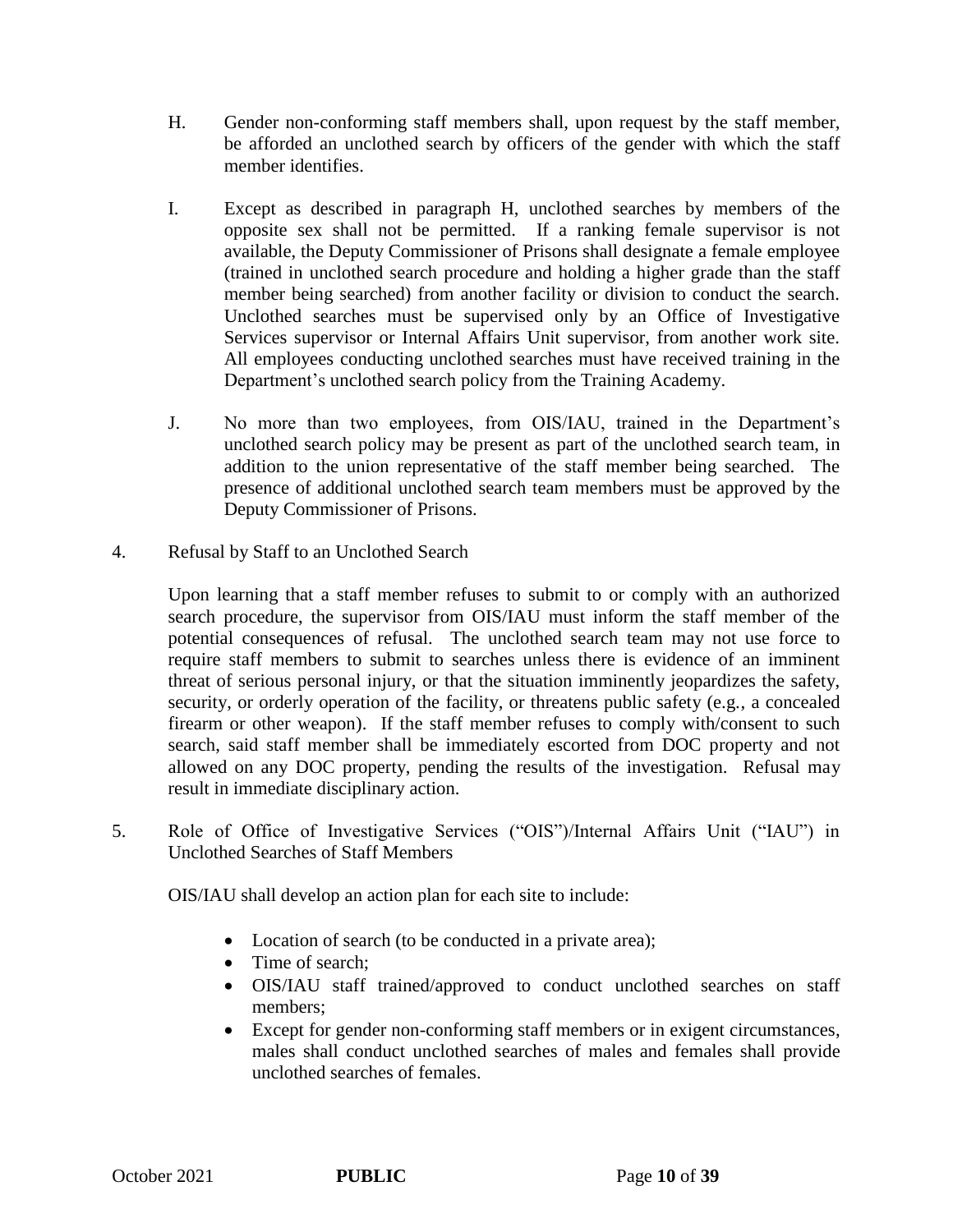H. Gender non-conforming staff members shall, upon request by the staff member, be afforded an unclothed search by officers of the gender with which the staff member identifies.

I. Except as described in paragraph H, unclothed searches by members of the opposite sex shall not be permitted. If a ranking female supervisor is not available, the Deputy Commissioner of Prisons shall designate a female employee (trained in unclothed search procedure and holding a higher grade than the staff member being searched) from another facility or division to conduct the search. Unclothed searches must be supervised only by an Office of Investigative Services supervisor or Internal Affairs Unit supervisor, from another work site. All employees conducting unclothed searches must have received training in the Department's unclothed search policy from the Training Academy.

J. No more than two employees, from OIS/IAU, trained in the Department's unclothed search policy may be present as part of the unclothed search team, in addition to the union representative of the staff member being searched. The presence of additional unclothed search team members must be approved by the Deputy Commissioner of Prisons.

4. Refusal by Staff to an Unclothed Search

Upon learning that a staff member refuses to submit to or comply with an authorized search procedure, the supervisor from OIS/IAU must inform the staff member of the potential consequences of refusal. The unclothed search team may not use force to require staff members to submit to searches unless there is evidence of an imminent threat of serious personal injury, or that the situation imminently jeopardizes the safety, security, or orderly operation of the facility, or threatens public safety (e.g., a concealed firearm or other weapon). If the staff member refuses to comply with/consent to such search, said staff member shall be immediately escorted from DOC property and not allowed on any DOC property, pending the results of the investigation. Refusal may result in immediate disciplinary action.

5. Role of Office of Investigative Services ("OIS")/Internal Affairs Unit ("IAU") in Unclothed Searches of Staff Members

OIS/IAU shall develop an action plan for each site to include:

- Location of search (to be conducted in a private area);
- Time of search;
- OIS/IAU staff trained/approved to conduct unclothed searches on staff members;
- Except for gender non-conforming staff members or in exigent circumstances, males shall conduct unclothed searches of males and females shall provide unclothed searches of females.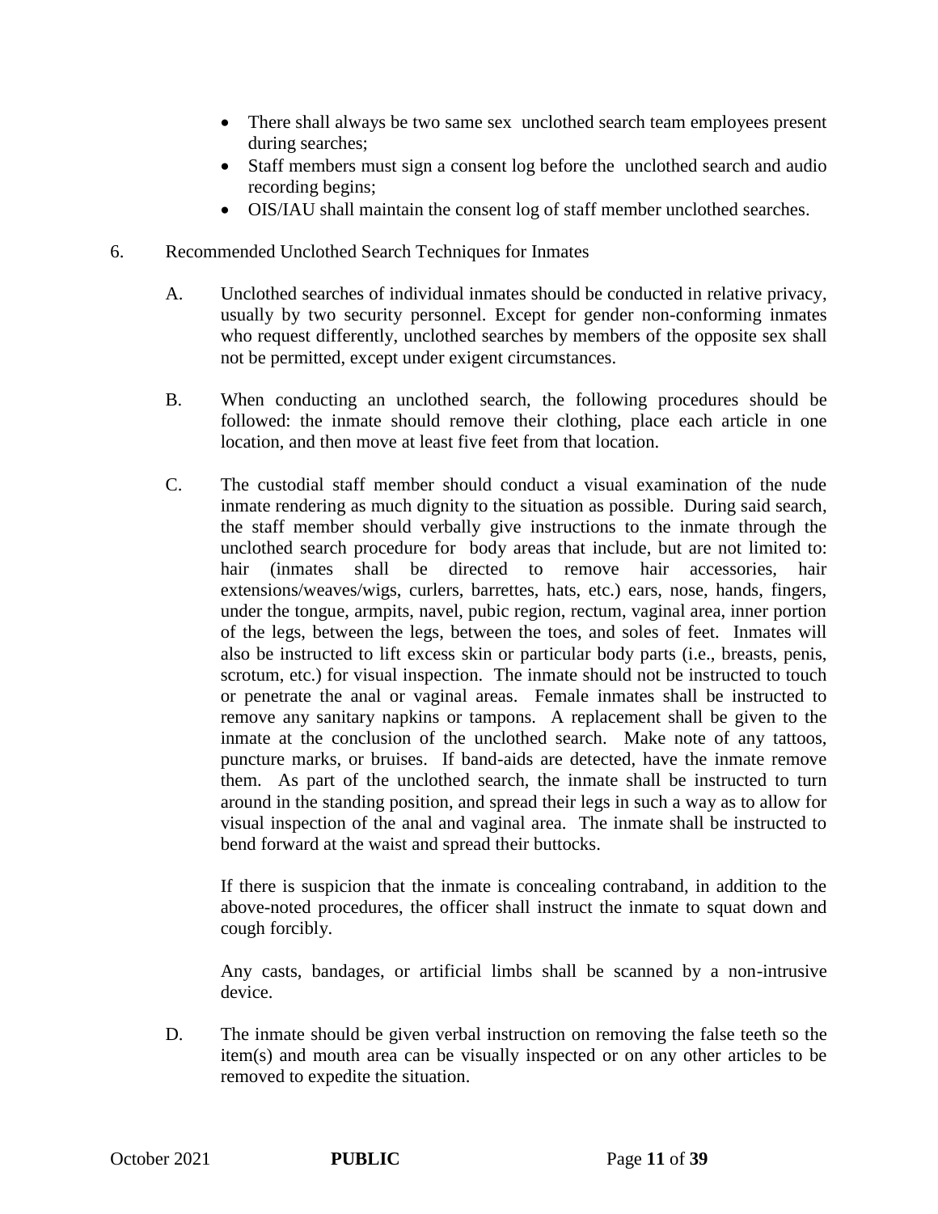- There shall always be two same sex unclothed search team employees present during searches;
- Staff members must sign a consent log before the unclothed search and audio recording begins;
- OIS/IAU shall maintain the consent log of staff member unclothed searches.

6. Recommended Unclothed Search Techniques for Inmates

   A. Unclothed searches of individual inmates should be conducted in relative privacy, usually by two security personnel. Except for gender non-conforming inmates who request differently, unclothed searches by members of the opposite sex shall not be permitted, except under exigent circumstances.

   B. When conducting an unclothed search, the following procedures should be followed: the inmate should remove their clothing, place each article in one location, and then move at least five feet from that location.

   C. The custodial staff member should conduct a visual examination of the nude inmate rendering as much dignity to the situation as possible. During said search, the staff member should verbally give instructions to the inmate through the unclothed search procedure for body areas that include, but are not limited to: hair (inmates shall be directed to remove hair accessories, hair extensions/weaves/wigs, curlers, barrettes, hats, etc.) ears, nose, hands, fingers, under the tongue, armpits, navel, pubic region, rectum, vaginal area, inner portion of the legs, between the legs, between the toes, and soles of feet. Inmates will also be instructed to lift excess skin or particular body parts (i.e., breasts, penis, scrotum, etc.) for visual inspection. The inmate should not be instructed to touch or penetrate the anal or vaginal areas. Female inmates shall be instructed to remove any sanitary napkins or tampons. A replacement shall be given to the inmate at the conclusion of the unclothed search. Make note of any tattoos, puncture marks, or bruises. If band-aids are detected, have the inmate remove them. As part of the unclothed search, the inmate shall be instructed to turn around in the standing position, and spread their legs in such a way as to allow for visual inspection of the anal and vaginal area. The inmate shall be instructed to bend forward at the waist and spread their buttocks.

      If there is suspicion that the inmate is concealing contraband, in addition to the above-noted procedures, the officer shall instruct the inmate to squat down and cough forcibly.

      Any casts, bandages, or artificial limbs shall be scanned by a non-intrusive device.

   D. The inmate should be given verbal instruction on removing the false teeth so the item(s) and mouth area can be visually inspected or on any other articles to be removed to expedite the situation.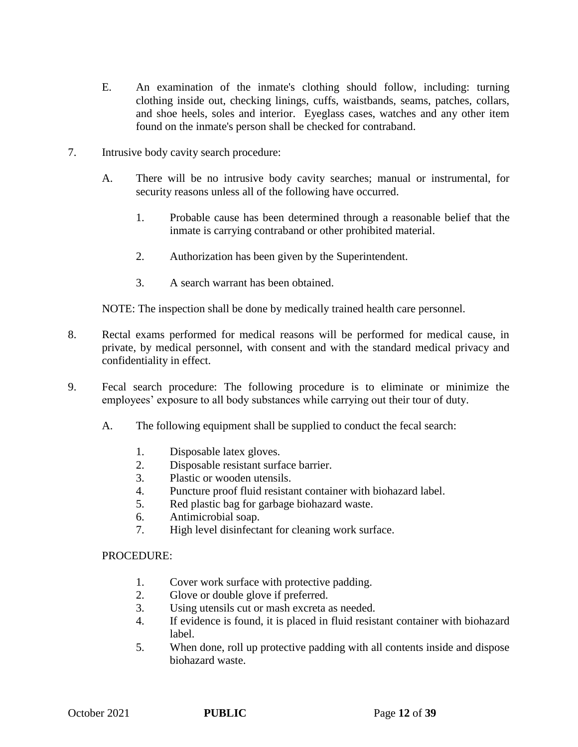E. An examination of the inmate's clothing should follow, including: turning clothing inside out, checking linings, cuffs, waistbands, seams, patches, collars, and shoe heels, soles and interior. Eyeglass cases, watches and any other item found on the inmate's person shall be checked for contraband.

7. Intrusive body cavity search procedure:

   A. There will be no intrusive body cavity searches; manual or instrumental, for security reasons unless all of the following have occurred.

      1. Probable cause has been determined through a reasonable belief that the inmate is carrying contraband or other prohibited material.

      2. Authorization has been given by the Superintendent.

      3. A search warrant has been obtained.

   NOTE: The inspection shall be done by medically trained health care personnel.

8. Rectal exams performed for medical reasons will be performed for medical cause, in private, by medical personnel, with consent and with the standard medical privacy and confidentiality in effect.

9. Fecal search procedure: The following procedure is to eliminate or minimize the employees' exposure to all body substances while carrying out their tour of duty.

   A. The following equipment shall be supplied to conduct the fecal search:

      1. Disposable latex gloves.
      2. Disposable resistant surface barrier.
      3. Plastic or wooden utensils.
      4. Puncture proof fluid resistant container with biohazard label.
      5. Red plastic bag for garbage biohazard waste.
      6. Antimicrobial soap.
      7. High level disinfectant for cleaning work surface.

   PROCEDURE:

      1. Cover work surface with protective padding.
      2. Glove or double glove if preferred.
      3. Using utensils cut or mash excreta as needed.
      4. If evidence is found, it is placed in fluid resistant container with biohazard label.
      5. When done, roll up protective padding with all contents inside and dispose biohazard waste.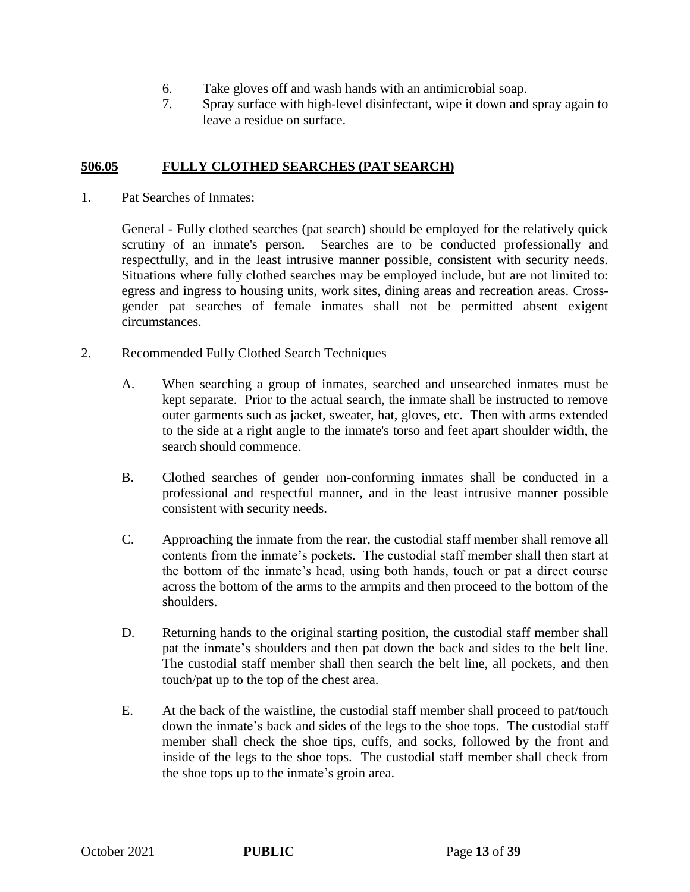6. Take gloves off and wash hands with an antimicrobial soap.
7. Spray surface with high-level disinfectant, wipe it down and spray again to leave a residue on surface.

## 506.05 FULLY CLOTHED SEARCHES (PAT SEARCH)

1. Pat Searches of Inmates:

   General - Fully clothed searches (pat search) should be employed for the relatively quick scrutiny of an inmate's person. Searches are to be conducted professionally and respectfully, and in the least intrusive manner possible, consistent with security needs. Situations where fully clothed searches may be employed include, but are not limited to: egress and ingress to housing units, work sites, dining areas and recreation areas. Cross-gender pat searches of female inmates shall not be permitted absent exigent circumstances.

2. Recommended Fully Clothed Search Techniques

   A. When searching a group of inmates, searched and unsearched inmates must be kept separate. Prior to the actual search, the inmate shall be instructed to remove outer garments such as jacket, sweater, hat, gloves, etc. Then with arms extended to the side at a right angle to the inmate's torso and feet apart shoulder width, the search should commence.

   B. Clothed searches of gender non-conforming inmates shall be conducted in a professional and respectful manner, and in the least intrusive manner possible consistent with security needs.

   C. Approaching the inmate from the rear, the custodial staff member shall remove all contents from the inmate's pockets. The custodial staff member shall then start at the bottom of the inmate's head, using both hands, touch or pat a direct course across the bottom of the arms to the armpits and then proceed to the bottom of the shoulders.

   D. Returning hands to the original starting position, the custodial staff member shall pat the inmate's shoulders and then pat down the back and sides to the belt line. The custodial staff member shall then search the belt line, all pockets, and then touch/pat up to the top of the chest area.

   E. At the back of the waistline, the custodial staff member shall proceed to pat/touch down the inmate's back and sides of the legs to the shoe tops. The custodial staff member shall check the shoe tips, cuffs, and socks, followed by the front and inside of the legs to the shoe tops. The custodial staff member shall check from the shoe tops up to the inmate's groin area.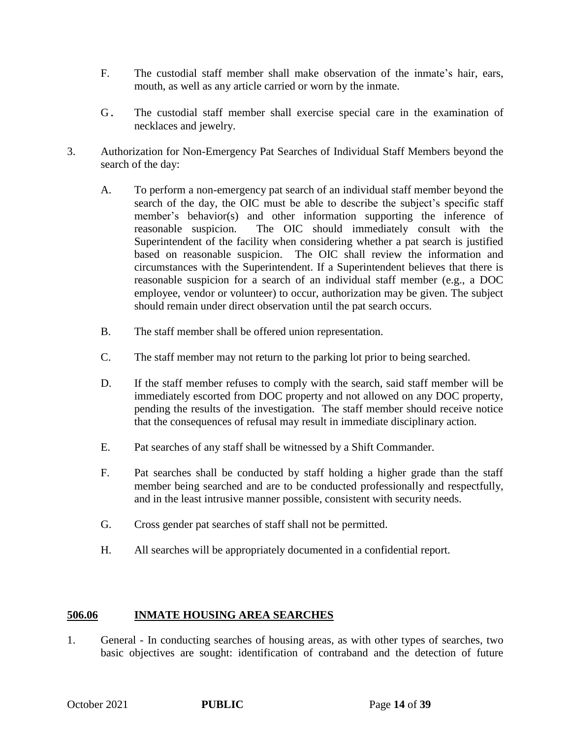F. The custodial staff member shall make observation of the inmate's hair, ears, mouth, as well as any article carried or worn by the inmate.

G. The custodial staff member shall exercise special care in the examination of necklaces and jewelry.

3. Authorization for Non-Emergency Pat Searches of Individual Staff Members beyond the search of the day:

   A. To perform a non-emergency pat search of an individual staff member beyond the search of the day, the OIC must be able to describe the subject's specific staff member's behavior(s) and other information supporting the inference of reasonable suspicion. The OIC should immediately consult with the Superintendent of the facility when considering whether a pat search is justified based on reasonable suspicion. The OIC shall review the information and circumstances with the Superintendent. If a Superintendent believes that there is reasonable suspicion for a search of an individual staff member (e.g., a DOC employee, vendor or volunteer) to occur, authorization may be given. The subject should remain under direct observation until the pat search occurs.

   B. The staff member shall be offered union representation.

   C. The staff member may not return to the parking lot prior to being searched.

   D. If the staff member refuses to comply with the search, said staff member will be immediately escorted from DOC property and not allowed on any DOC property, pending the results of the investigation. The staff member should receive notice that the consequences of refusal may result in immediate disciplinary action.

   E. Pat searches of any staff shall be witnessed by a Shift Commander.

   F. Pat searches shall be conducted by staff holding a higher grade than the staff member being searched and are to be conducted professionally and respectfully, and in the least intrusive manner possible, consistent with security needs.

   G. Cross gender pat searches of staff shall not be permitted.

   H. All searches will be appropriately documented in a confidential report.

## 506.06 INMATE HOUSING AREA SEARCHES

1. General - In conducting searches of housing areas, as with other types of searches, two basic objectives are sought: identification of contraband and the detection of future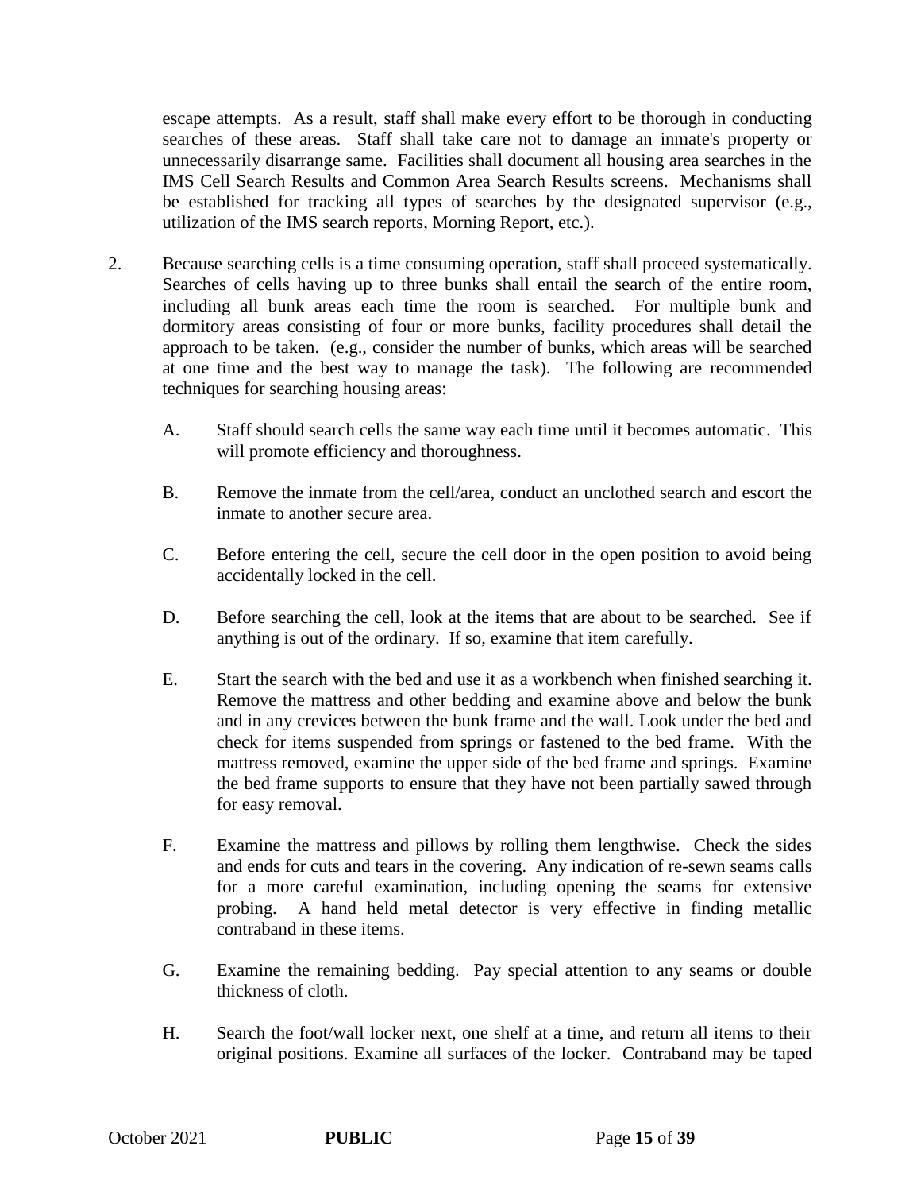escape attempts. As a result, staff shall make every effort to be thorough in conducting searches of these areas. Staff shall take care not to damage an inmate's property or unnecessarily disarrange same. Facilities shall document all housing area searches in the IMS Cell Search Results and Common Area Search Results screens. Mechanisms shall be established for tracking all types of searches by the designated supervisor (e.g., utilization of the IMS search reports, Morning Report, etc.).

2. Because searching cells is a time consuming operation, staff shall proceed systematically. Searches of cells having up to three bunks shall entail the search of the entire room, including all bunk areas each time the room is searched. For multiple bunk and dormitory areas consisting of four or more bunks, facility procedures shall detail the approach to be taken. (e.g., consider the number of bunks, which areas will be searched at one time and the best way to manage the task). The following are recommended techniques for searching housing areas:

   A. Staff should search cells the same way each time until it becomes automatic. This will promote efficiency and thoroughness.

   B. Remove the inmate from the cell/area, conduct an unclothed search and escort the inmate to another secure area.

   C. Before entering the cell, secure the cell door in the open position to avoid being accidentally locked in the cell.

   D. Before searching the cell, look at the items that are about to be searched. See if anything is out of the ordinary. If so, examine that item carefully.

   E. Start the search with the bed and use it as a workbench when finished searching it. Remove the mattress and other bedding and examine above and below the bunk and in any crevices between the bunk frame and the wall. Look under the bed and check for items suspended from springs or fastened to the bed frame. With the mattress removed, examine the upper side of the bed frame and springs. Examine the bed frame supports to ensure that they have not been partially sawed through for easy removal.

   F. Examine the mattress and pillows by rolling them lengthwise. Check the sides and ends for cuts and tears in the covering. Any indication of re-sewn seams calls for a more careful examination, including opening the seams for extensive probing. A hand held metal detector is very effective in finding metallic contraband in these items.

   G. Examine the remaining bedding. Pay special attention to any seams or double thickness of cloth.

   H. Search the foot/wall locker next, one shelf at a time, and return all items to their original positions. Examine all surfaces of the locker. Contraband may be taped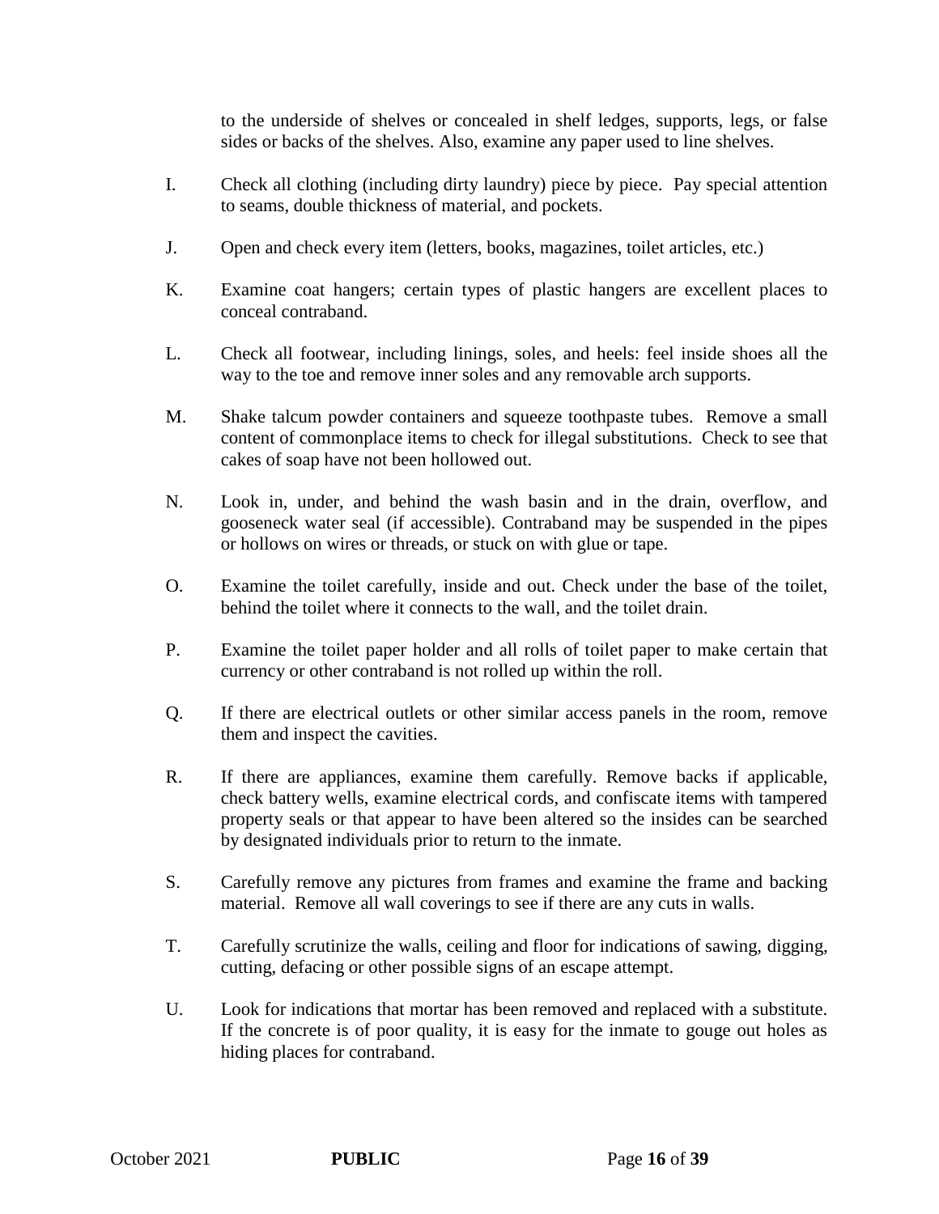to the underside of shelves or concealed in shelf ledges, supports, legs, or false sides or backs of the shelves. Also, examine any paper used to line shelves.

I. Check all clothing (including dirty laundry) piece by piece. Pay special attention to seams, double thickness of material, and pockets.

J. Open and check every item (letters, books, magazines, toilet articles, etc.)

K. Examine coat hangers; certain types of plastic hangers are excellent places to conceal contraband.

L. Check all footwear, including linings, soles, and heels: feel inside shoes all the way to the toe and remove inner soles and any removable arch supports.

M. Shake talcum powder containers and squeeze toothpaste tubes. Remove a small content of commonplace items to check for illegal substitutions. Check to see that cakes of soap have not been hollowed out.

N. Look in, under, and behind the wash basin and in the drain, overflow, and gooseneck water seal (if accessible). Contraband may be suspended in the pipes or hollows on wires or threads, or stuck on with glue or tape.

O. Examine the toilet carefully, inside and out. Check under the base of the toilet, behind the toilet where it connects to the wall, and the toilet drain.

P. Examine the toilet paper holder and all rolls of toilet paper to make certain that currency or other contraband is not rolled up within the roll.

Q. If there are electrical outlets or other similar access panels in the room, remove them and inspect the cavities.

R. If there are appliances, examine them carefully. Remove backs if applicable, check battery wells, examine electrical cords, and confiscate items with tampered property seals or that appear to have been altered so the insides can be searched by designated individuals prior to return to the inmate.

S. Carefully remove any pictures from frames and examine the frame and backing material. Remove all wall coverings to see if there are any cuts in walls.

T. Carefully scrutinize the walls, ceiling and floor for indications of sawing, digging, cutting, defacing or other possible signs of an escape attempt.

U. Look for indications that mortar has been removed and replaced with a substitute. If the concrete is of poor quality, it is easy for the inmate to gouge out holes as hiding places for contraband.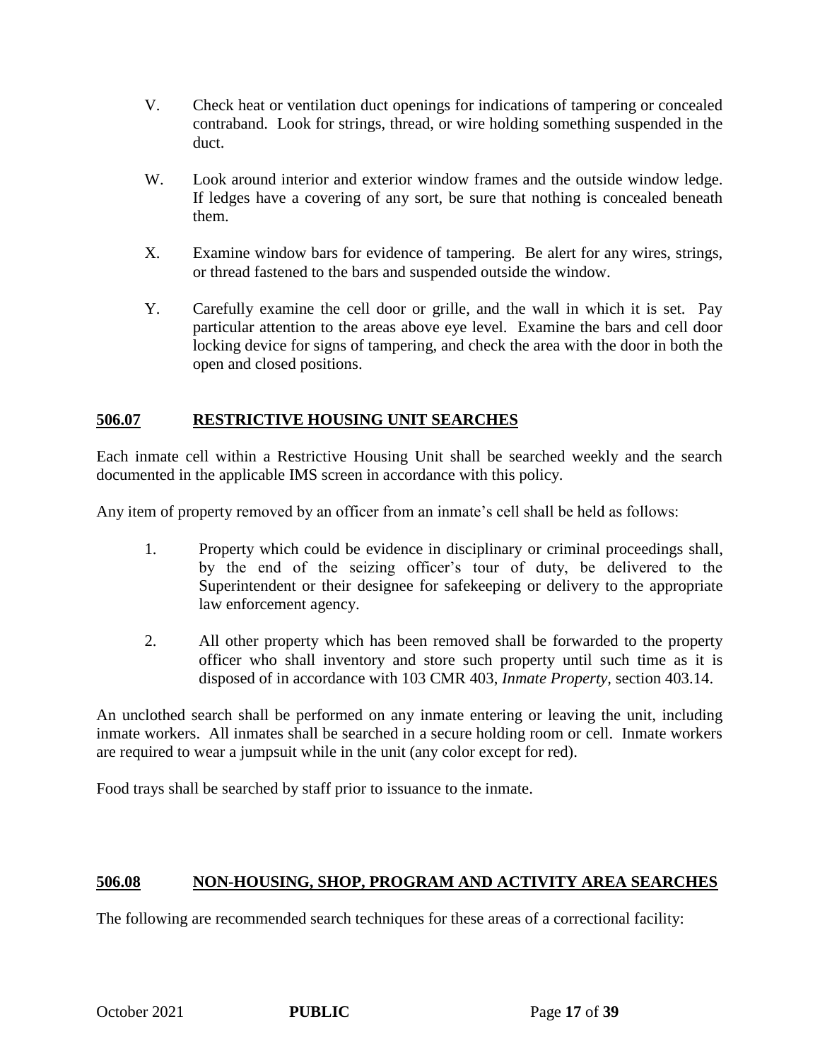V. Check heat or ventilation duct openings for indications of tampering or concealed contraband. Look for strings, thread, or wire holding something suspended in the duct.

W. Look around interior and exterior window frames and the outside window ledge. If ledges have a covering of any sort, be sure that nothing is concealed beneath them.

X. Examine window bars for evidence of tampering. Be alert for any wires, strings, or thread fastened to the bars and suspended outside the window.

Y. Carefully examine the cell door or grille, and the wall in which it is set. Pay particular attention to the areas above eye level. Examine the bars and cell door locking device for signs of tampering, and check the area with the door in both the open and closed positions.

## 506.07 RESTRICTIVE HOUSING UNIT SEARCHES

Each inmate cell within a Restrictive Housing Unit shall be searched weekly and the search documented in the applicable IMS screen in accordance with this policy.

Any item of property removed by an officer from an inmate's cell shall be held as follows:

1. Property which could be evidence in disciplinary or criminal proceedings shall, by the end of the seizing officer's tour of duty, be delivered to the Superintendent or their designee for safekeeping or delivery to the appropriate law enforcement agency.

2. All other property which has been removed shall be forwarded to the property officer who shall inventory and store such property until such time as it is disposed of in accordance with 103 CMR 403, *Inmate Property,* section 403.14.

An unclothed search shall be performed on any inmate entering or leaving the unit, including inmate workers. All inmates shall be searched in a secure holding room or cell. Inmate workers are required to wear a jumpsuit while in the unit (any color except for red).

Food trays shall be searched by staff prior to issuance to the inmate.

## 506.08 NON-HOUSING, SHOP, PROGRAM AND ACTIVITY AREA SEARCHES

The following are recommended search techniques for these areas of a correctional facility: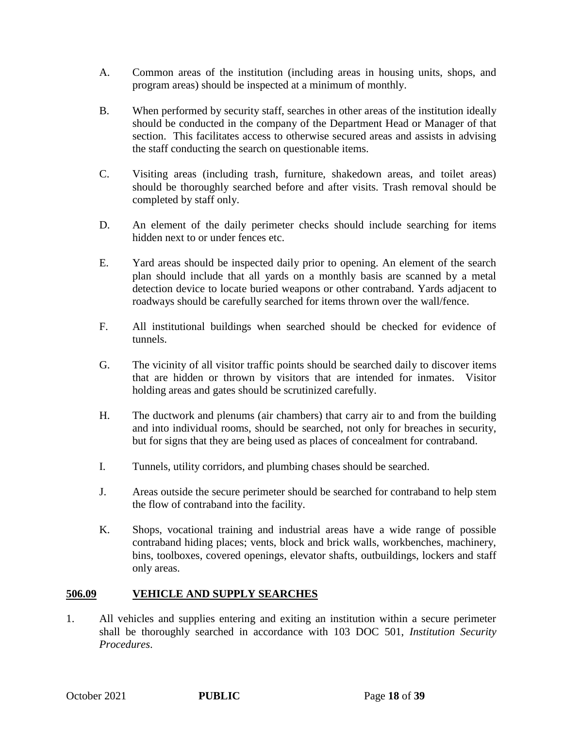A. Common areas of the institution (including areas in housing units, shops, and program areas) should be inspected at a minimum of monthly.

B. When performed by security staff, searches in other areas of the institution ideally should be conducted in the company of the Department Head or Manager of that section. This facilitates access to otherwise secured areas and assists in advising the staff conducting the search on questionable items.

C. Visiting areas (including trash, furniture, shakedown areas, and toilet areas) should be thoroughly searched before and after visits. Trash removal should be completed by staff only.

D. An element of the daily perimeter checks should include searching for items hidden next to or under fences etc.

E. Yard areas should be inspected daily prior to opening. An element of the search plan should include that all yards on a monthly basis are scanned by a metal detection device to locate buried weapons or other contraband. Yards adjacent to roadways should be carefully searched for items thrown over the wall/fence.

F. All institutional buildings when searched should be checked for evidence of tunnels.

G. The vicinity of all visitor traffic points should be searched daily to discover items that are hidden or thrown by visitors that are intended for inmates. Visitor holding areas and gates should be scrutinized carefully.

H. The ductwork and plenums (air chambers) that carry air to and from the building and into individual rooms, should be searched, not only for breaches in security, but for signs that they are being used as places of concealment for contraband.

I. Tunnels, utility corridors, and plumbing chases should be searched.

J. Areas outside the secure perimeter should be searched for contraband to help stem the flow of contraband into the facility.

K. Shops, vocational training and industrial areas have a wide range of possible contraband hiding places; vents, block and brick walls, workbenches, machinery, bins, toolboxes, covered openings, elevator shafts, outbuildings, lockers and staff only areas.

## **506.09 VEHICLE AND SUPPLY SEARCHES**

1. All vehicles and supplies entering and exiting an institution within a secure perimeter shall be thoroughly searched in accordance with 103 DOC 501, *Institution Security Procedures*.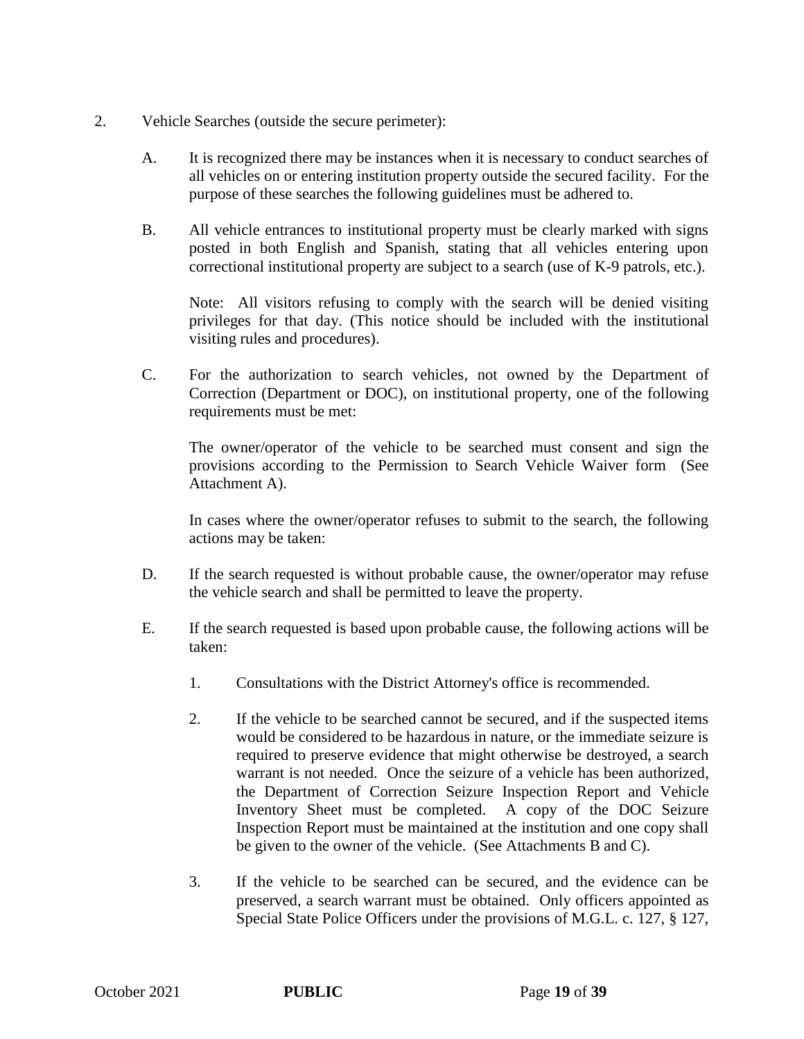2. Vehicle Searches (outside the secure perimeter):

   A. It is recognized there may be instances when it is necessary to conduct searches of all vehicles on or entering institution property outside the secured facility. For the purpose of these searches the following guidelines must be adhered to.

   B. All vehicle entrances to institutional property must be clearly marked with signs posted in both English and Spanish, stating that all vehicles entering upon correctional institutional property are subject to a search (use of K-9 patrols, etc.).

      Note: All visitors refusing to comply with the search will be denied visiting privileges for that day. (This notice should be included with the institutional visiting rules and procedures).

   C. For the authorization to search vehicles, not owned by the Department of Correction (Department or DOC), on institutional property, one of the following requirements must be met:

      The owner/operator of the vehicle to be searched must consent and sign the provisions according to the Permission to Search Vehicle Waiver form (See Attachment A).

      In cases where the owner/operator refuses to submit to the search, the following actions may be taken:

   D. If the search requested is without probable cause, the owner/operator may refuse the vehicle search and shall be permitted to leave the property.

   E. If the search requested is based upon probable cause, the following actions will be taken:

      1. Consultations with the District Attorney's office is recommended.

      2. If the vehicle to be searched cannot be secured, and if the suspected items would be considered to be hazardous in nature, or the immediate seizure is required to preserve evidence that might otherwise be destroyed, a search warrant is not needed. Once the seizure of a vehicle has been authorized, the Department of Correction Seizure Inspection Report and Vehicle Inventory Sheet must be completed. A copy of the DOC Seizure Inspection Report must be maintained at the institution and one copy shall be given to the owner of the vehicle. (See Attachments B and C).

      3. If the vehicle to be searched can be secured, and the evidence can be preserved, a search warrant must be obtained. Only officers appointed as Special State Police Officers under the provisions of M.G.L. c. 127, § 127,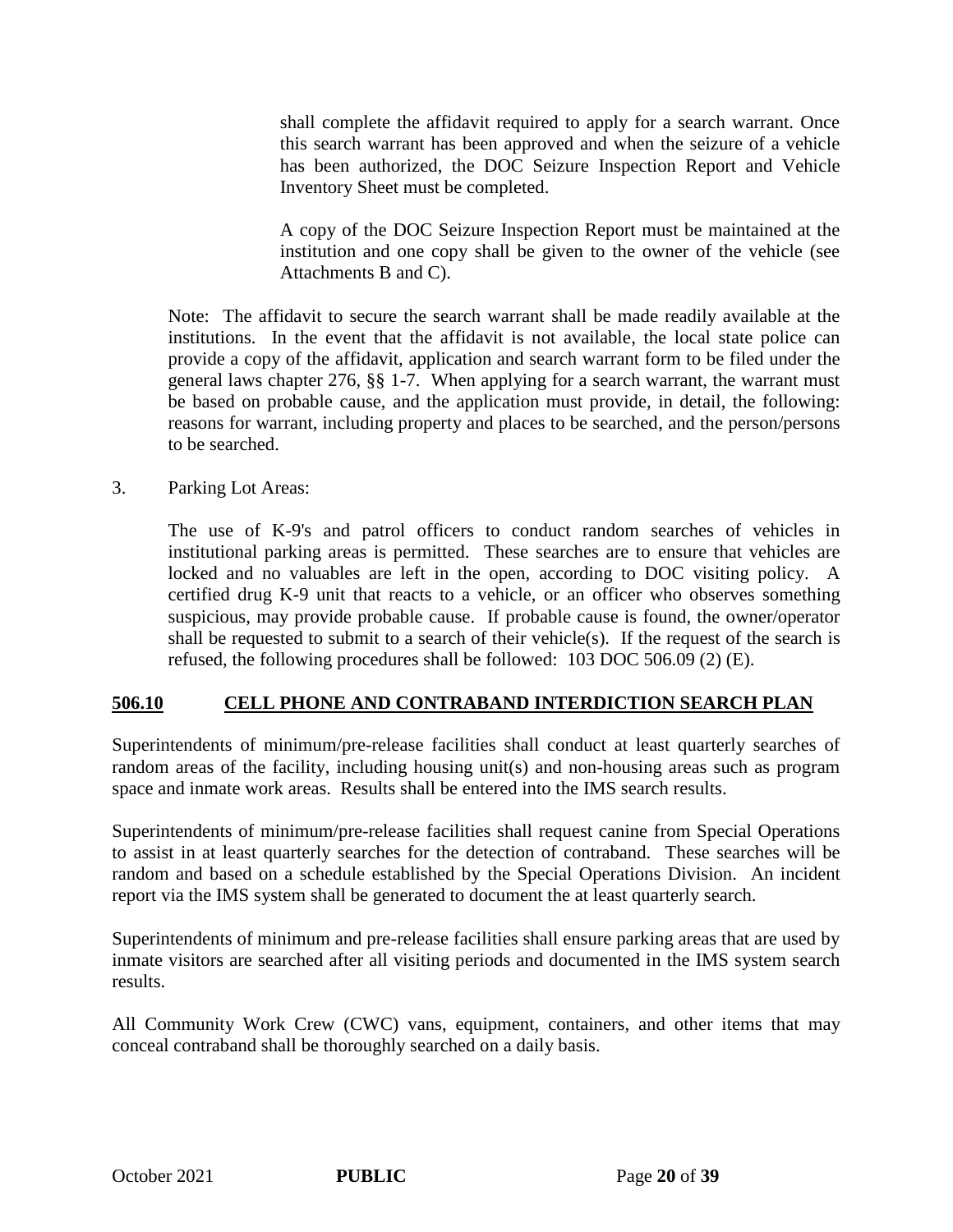shall complete the affidavit required to apply for a search warrant. Once this search warrant has been approved and when the seizure of a vehicle has been authorized, the DOC Seizure Inspection Report and Vehicle Inventory Sheet must be completed.

A copy of the DOC Seizure Inspection Report must be maintained at the institution and one copy shall be given to the owner of the vehicle (see Attachments B and C).

Note: The affidavit to secure the search warrant shall be made readily available at the institutions. In the event that the affidavit is not available, the local state police can provide a copy of the affidavit, application and search warrant form to be filed under the general laws chapter 276, §§ 1-7. When applying for a search warrant, the warrant must be based on probable cause, and the application must provide, in detail, the following: reasons for warrant, including property and places to be searched, and the person/persons to be searched.

3. Parking Lot Areas:

   The use of K-9's and patrol officers to conduct random searches of vehicles in institutional parking areas is permitted. These searches are to ensure that vehicles are locked and no valuables are left in the open, according to DOC visiting policy. A certified drug K-9 unit that reacts to a vehicle, or an officer who observes something suspicious, may provide probable cause. If probable cause is found, the owner/operator shall be requested to submit to a search of their vehicle(s). If the request of the search is refused, the following procedures shall be followed: 103 DOC 506.09 (2) (E).

## 506.10 CELL PHONE AND CONTRABAND INTERDICTION SEARCH PLAN

Superintendents of minimum/pre-release facilities shall conduct at least quarterly searches of random areas of the facility, including housing unit(s) and non-housing areas such as program space and inmate work areas. Results shall be entered into the IMS search results.

Superintendents of minimum/pre-release facilities shall request canine from Special Operations to assist in at least quarterly searches for the detection of contraband. These searches will be random and based on a schedule established by the Special Operations Division. An incident report via the IMS system shall be generated to document the at least quarterly search.

Superintendents of minimum and pre-release facilities shall ensure parking areas that are used by inmate visitors are searched after all visiting periods and documented in the IMS system search results.

All Community Work Crew (CWC) vans, equipment, containers, and other items that may conceal contraband shall be thoroughly searched on a daily basis.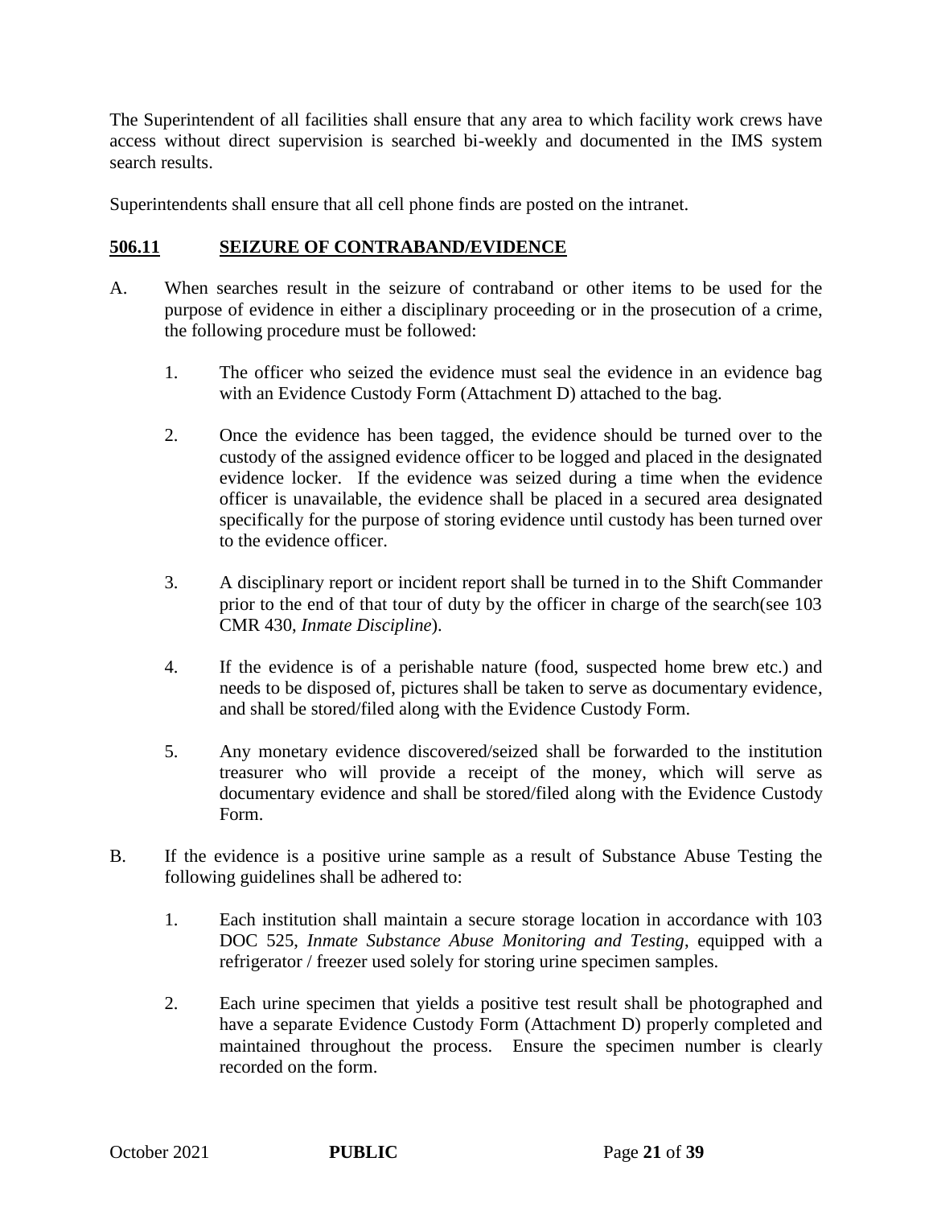The Superintendent of all facilities shall ensure that any area to which facility work crews have access without direct supervision is searched bi-weekly and documented in the IMS system search results.

Superintendents shall ensure that all cell phone finds are posted on the intranet.

## 506.11 SEIZURE OF CONTRABAND/EVIDENCE

A. When searches result in the seizure of contraband or other items to be used for the purpose of evidence in either a disciplinary proceeding or in the prosecution of a crime, the following procedure must be followed:

   1. The officer who seized the evidence must seal the evidence in an evidence bag with an Evidence Custody Form (Attachment D) attached to the bag.

   2. Once the evidence has been tagged, the evidence should be turned over to the custody of the assigned evidence officer to be logged and placed in the designated evidence locker. If the evidence was seized during a time when the evidence officer is unavailable, the evidence shall be placed in a secured area designated specifically for the purpose of storing evidence until custody has been turned over to the evidence officer.

   3. A disciplinary report or incident report shall be turned in to the Shift Commander prior to the end of that tour of duty by the officer in charge of the search(see 103 CMR 430, *Inmate Discipline*).

   4. If the evidence is of a perishable nature (food, suspected home brew etc.) and needs to be disposed of, pictures shall be taken to serve as documentary evidence, and shall be stored/filed along with the Evidence Custody Form.

   5. Any monetary evidence discovered/seized shall be forwarded to the institution treasurer who will provide a receipt of the money, which will serve as documentary evidence and shall be stored/filed along with the Evidence Custody Form.

B. If the evidence is a positive urine sample as a result of Substance Abuse Testing the following guidelines shall be adhered to:

   1. Each institution shall maintain a secure storage location in accordance with 103 DOC 525, *Inmate Substance Abuse Monitoring and Testing*, equipped with a refrigerator / freezer used solely for storing urine specimen samples.

   2. Each urine specimen that yields a positive test result shall be photographed and have a separate Evidence Custody Form (Attachment D) properly completed and maintained throughout the process. Ensure the specimen number is clearly recorded on the form.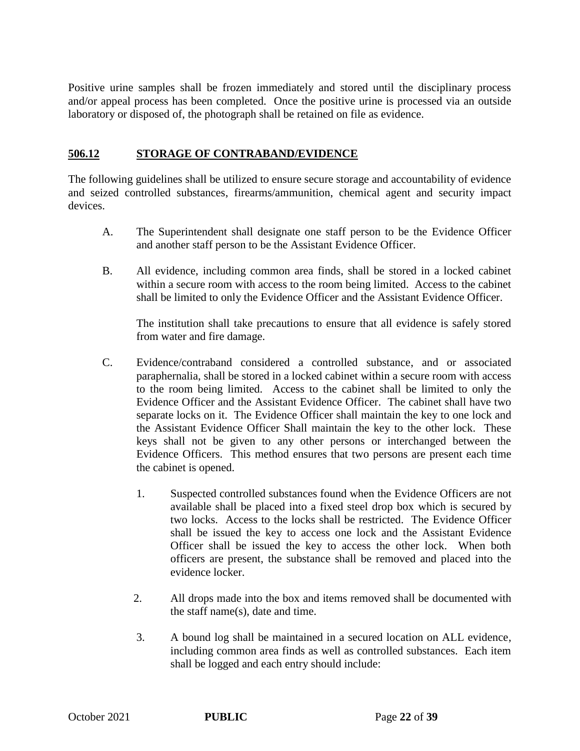Positive urine samples shall be frozen immediately and stored until the disciplinary process and/or appeal process has been completed. Once the positive urine is processed via an outside laboratory or disposed of, the photograph shall be retained on file as evidence.

## 506.12 STORAGE OF CONTRABAND/EVIDENCE

The following guidelines shall be utilized to ensure secure storage and accountability of evidence and seized controlled substances, firearms/ammunition, chemical agent and security impact devices.

A. The Superintendent shall designate one staff person to be the Evidence Officer and another staff person to be the Assistant Evidence Officer.

B. All evidence, including common area finds, shall be stored in a locked cabinet within a secure room with access to the room being limited. Access to the cabinet shall be limited to only the Evidence Officer and the Assistant Evidence Officer.

   The institution shall take precautions to ensure that all evidence is safely stored from water and fire damage.

C. Evidence/contraband considered a controlled substance, and or associated paraphernalia, shall be stored in a locked cabinet within a secure room with access to the room being limited. Access to the cabinet shall be limited to only the Evidence Officer and the Assistant Evidence Officer. The cabinet shall have two separate locks on it. The Evidence Officer shall maintain the key to one lock and the Assistant Evidence Officer Shall maintain the key to the other lock. These keys shall not be given to any other persons or interchanged between the Evidence Officers. This method ensures that two persons are present each time the cabinet is opened.

   1. Suspected controlled substances found when the Evidence Officers are not available shall be placed into a fixed steel drop box which is secured by two locks. Access to the locks shall be restricted. The Evidence Officer shall be issued the key to access one lock and the Assistant Evidence Officer shall be issued the key to access the other lock. When both officers are present, the substance shall be removed and placed into the evidence locker.

   2. All drops made into the box and items removed shall be documented with the staff name(s), date and time.

   3. A bound log shall be maintained in a secured location on ALL evidence, including common area finds as well as controlled substances. Each item shall be logged and each entry should include: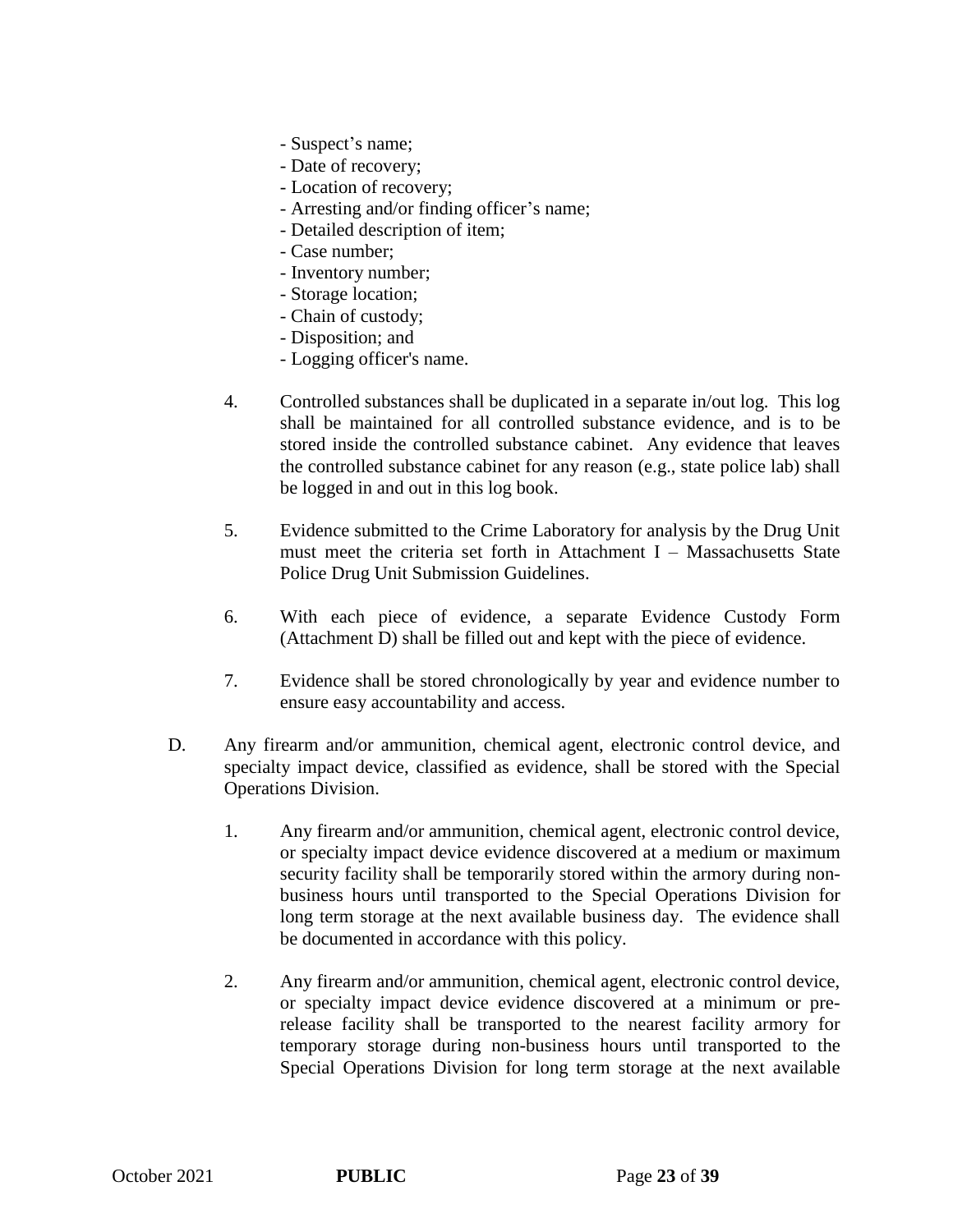- Suspect’s name;
- Date of recovery;
- Location of recovery;
- Arresting and/or finding officer’s name;
- Detailed description of item;
- Case number;
- Inventory number;
- Storage location;
- Chain of custody;
- Disposition; and
- Logging officer's name.

4. Controlled substances shall be duplicated in a separate in/out log. This log shall be maintained for all controlled substance evidence, and is to be stored inside the controlled substance cabinet. Any evidence that leaves the controlled substance cabinet for any reason (e.g., state police lab) shall be logged in and out in this log book.

5. Evidence submitted to the Crime Laboratory for analysis by the Drug Unit must meet the criteria set forth in Attachment I – Massachusetts State Police Drug Unit Submission Guidelines.

6. With each piece of evidence, a separate Evidence Custody Form (Attachment D) shall be filled out and kept with the piece of evidence.

7. Evidence shall be stored chronologically by year and evidence number to ensure easy accountability and access.

D. Any firearm and/or ammunition, chemical agent, electronic control device, and specialty impact device, classified as evidence, shall be stored with the Special Operations Division.

1. Any firearm and/or ammunition, chemical agent, electronic control device, or specialty impact device evidence discovered at a medium or maximum security facility shall be temporarily stored within the armory during non-business hours until transported to the Special Operations Division for long term storage at the next available business day. The evidence shall be documented in accordance with this policy.

2. Any firearm and/or ammunition, chemical agent, electronic control device, or specialty impact device evidence discovered at a minimum or pre-release facility shall be transported to the nearest facility armory for temporary storage during non-business hours until transported to the Special Operations Division for long term storage at the next available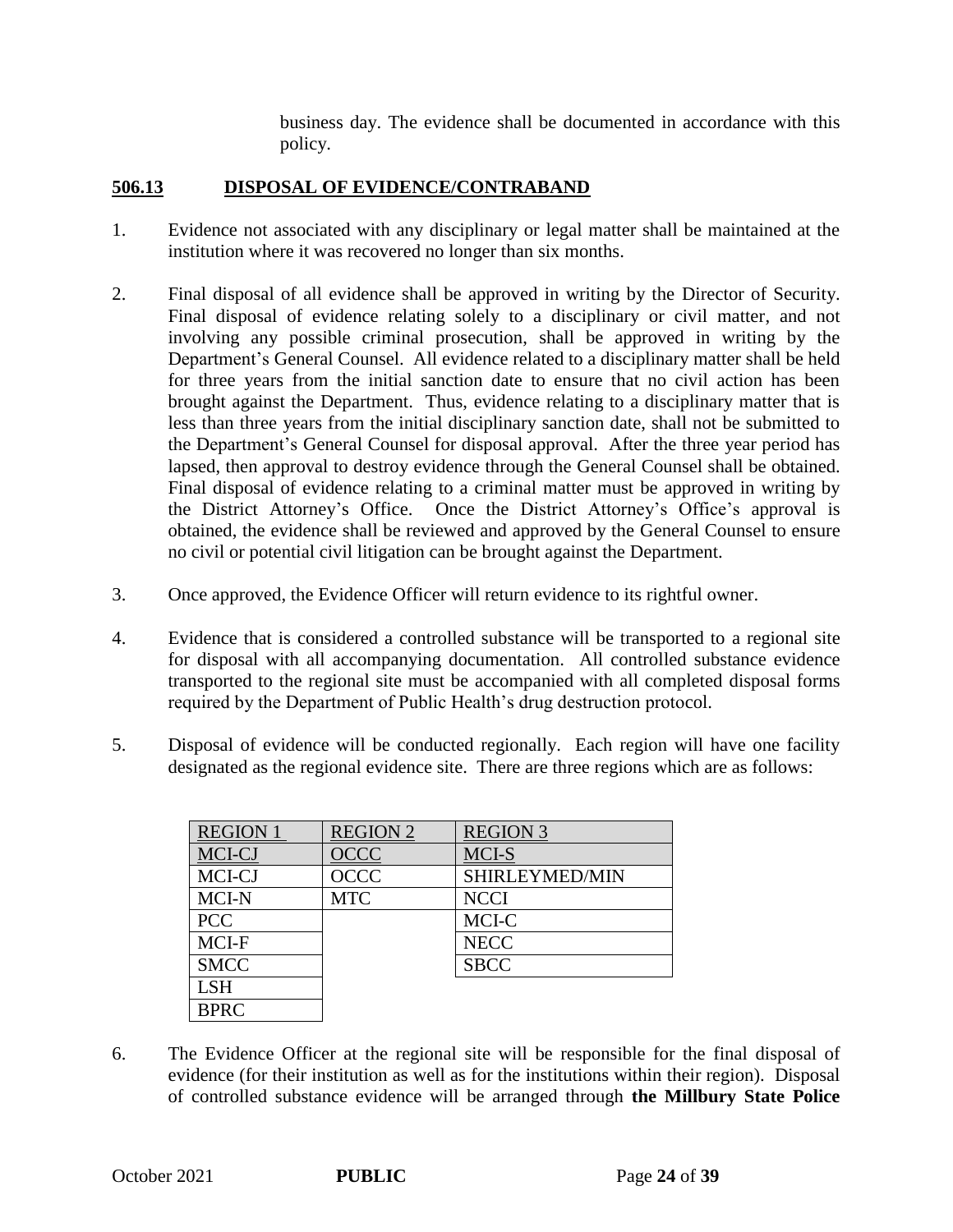business day. The evidence shall be documented in accordance with this policy.

## 506.13 DISPOSAL OF EVIDENCE/CONTRABAND

1. Evidence not associated with any disciplinary or legal matter shall be maintained at the institution where it was recovered no longer than six months.

2. Final disposal of all evidence shall be approved in writing by the Director of Security. Final disposal of evidence relating solely to a disciplinary or civil matter, and not involving any possible criminal prosecution, shall be approved in writing by the Department's General Counsel. All evidence related to a disciplinary matter shall be held for three years from the initial sanction date to ensure that no civil action has been brought against the Department. Thus, evidence relating to a disciplinary matter that is less than three years from the initial disciplinary sanction date, shall not be submitted to the Department's General Counsel for disposal approval. After the three year period has lapsed, then approval to destroy evidence through the General Counsel shall be obtained. Final disposal of evidence relating to a criminal matter must be approved in writing by the District Attorney's Office. Once the District Attorney's Office's approval is obtained, the evidence shall be reviewed and approved by the General Counsel to ensure no civil or potential civil litigation can be brought against the Department.

3. Once approved, the Evidence Officer will return evidence to its rightful owner.

4. Evidence that is considered a controlled substance will be transported to a regional site for disposal with all accompanying documentation. All controlled substance evidence transported to the regional site must be accompanied with all completed disposal forms required by the Department of Public Health's drug destruction protocol.

5. Disposal of evidence will be conducted regionally. Each region will have one facility designated as the regional evidence site. There are three regions which are as follows:

| REGION 1 | REGION 2 | REGION 3 |
|---|---|---|
| MCI-CJ | OCCC | MCI-S |
| MCI-CJ | OCCC | SHIRLEYMED/MIN |
| MCI-N | MTC | NCCI |
| PCC | | MCI-C |
| MCI-F | | NECC |
| SMCC | | SBCC |
| LSH | | |
| BPRC | | |

6. The Evidence Officer at the regional site will be responsible for the final disposal of evidence (for their institution as well as for the institutions within their region). Disposal of controlled substance evidence will be arranged through **the Millbury State Police**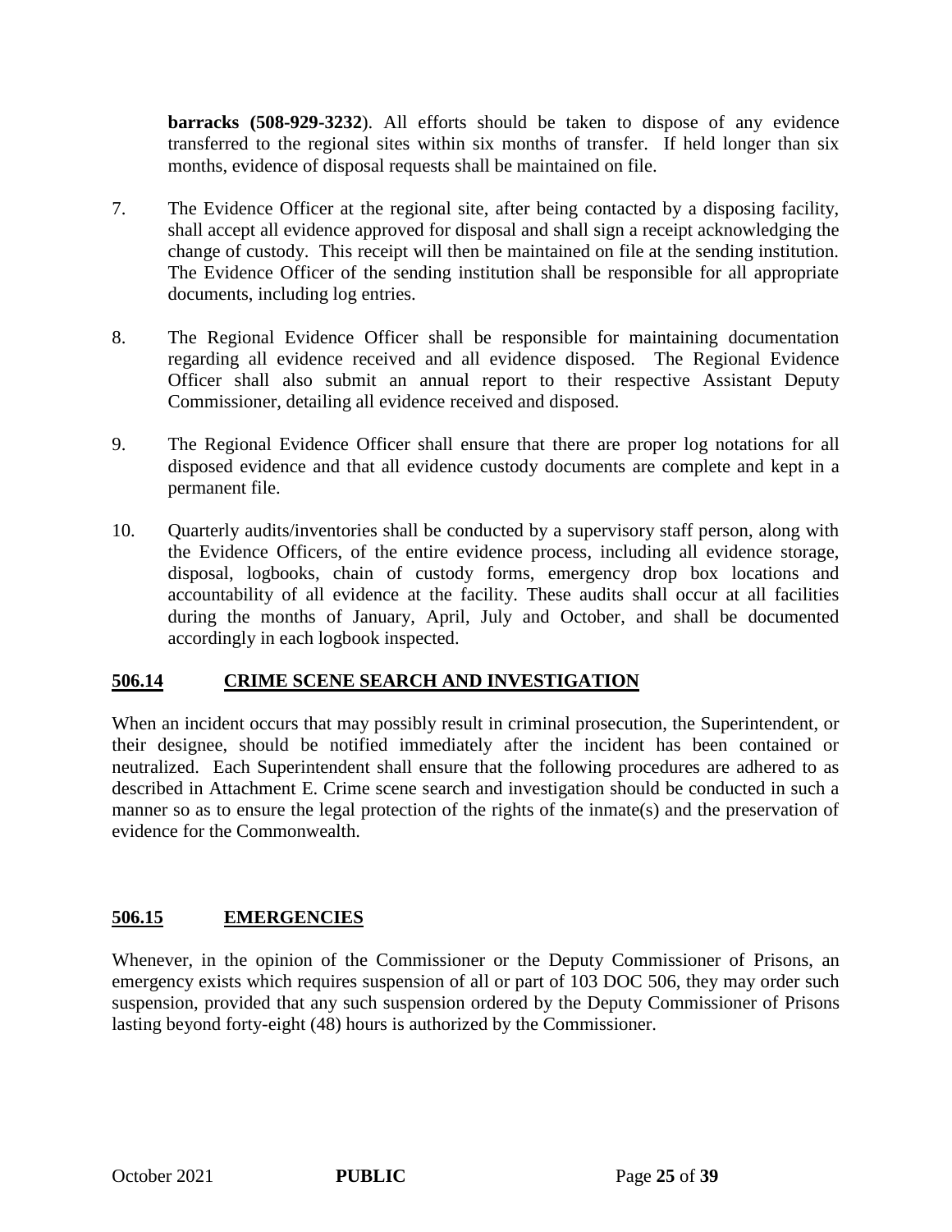**barracks (508-929-3232**). All efforts should be taken to dispose of any evidence transferred to the regional sites within six months of transfer. If held longer than six months, evidence of disposal requests shall be maintained on file.

7. The Evidence Officer at the regional site, after being contacted by a disposing facility, shall accept all evidence approved for disposal and shall sign a receipt acknowledging the change of custody. This receipt will then be maintained on file at the sending institution. The Evidence Officer of the sending institution shall be responsible for all appropriate documents, including log entries.

8. The Regional Evidence Officer shall be responsible for maintaining documentation regarding all evidence received and all evidence disposed. The Regional Evidence Officer shall also submit an annual report to their respective Assistant Deputy Commissioner, detailing all evidence received and disposed.

9. The Regional Evidence Officer shall ensure that there are proper log notations for all disposed evidence and that all evidence custody documents are complete and kept in a permanent file.

10. Quarterly audits/inventories shall be conducted by a supervisory staff person, along with the Evidence Officers, of the entire evidence process, including all evidence storage, disposal, logbooks, chain of custody forms, emergency drop box locations and accountability of all evidence at the facility. These audits shall occur at all facilities during the months of January, April, July and October, and shall be documented accordingly in each logbook inspected.

## 506.14 CRIME SCENE SEARCH AND INVESTIGATION

When an incident occurs that may possibly result in criminal prosecution, the Superintendent, or their designee, should be notified immediately after the incident has been contained or neutralized. Each Superintendent shall ensure that the following procedures are adhered to as described in Attachment E. Crime scene search and investigation should be conducted in such a manner so as to ensure the legal protection of the rights of the inmate(s) and the preservation of evidence for the Commonwealth.

## 506.15 EMERGENCIES

Whenever, in the opinion of the Commissioner or the Deputy Commissioner of Prisons, an emergency exists which requires suspension of all or part of 103 DOC 506, they may order such suspension, provided that any such suspension ordered by the Deputy Commissioner of Prisons lasting beyond forty-eight (48) hours is authorized by the Commissioner.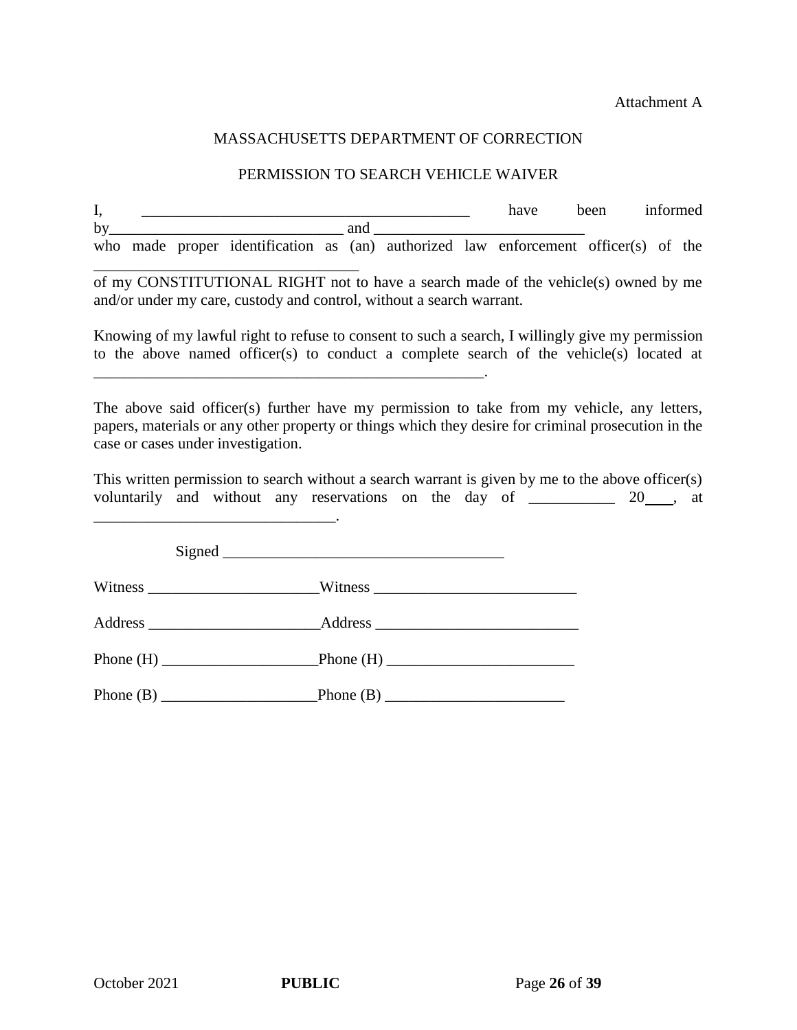Attachment A

MASSACHUSETTS DEPARTMENT OF CORRECTION

PERMISSION TO SEARCH VEHICLE WAIVER

I, ___________________________________________ have been informed by_____________________________ and __________________________ who made proper identification as (an) authorized law enforcement officer(s) of the __________________________________ of my CONSTITUTIONAL RIGHT not to have a search made of the vehicle(s) owned by me and/or under my care, custody and control, without a search warrant.

Knowing of my lawful right to refuse to consent to such a search, I willingly give my permission to the above named officer(s) to conduct a complete search of the vehicle(s) located at ___________________________________________________.

The above said officer(s) further have my permission to take from my vehicle, any letters, papers, materials or any other property or things which they desire for criminal prosecution in the case or cases under investigation.

This written permission to search without a search warrant is given by me to the above officer(s) voluntarily and without any reservations on the day of ___________ 20____, at _______________________________.

Signed ____________________________________

Witness ______________________Witness __________________________

Address ______________________Address __________________________

Phone (H) ____________________Phone (H) ________________________

Phone (B) ____________________Phone (B) _______________________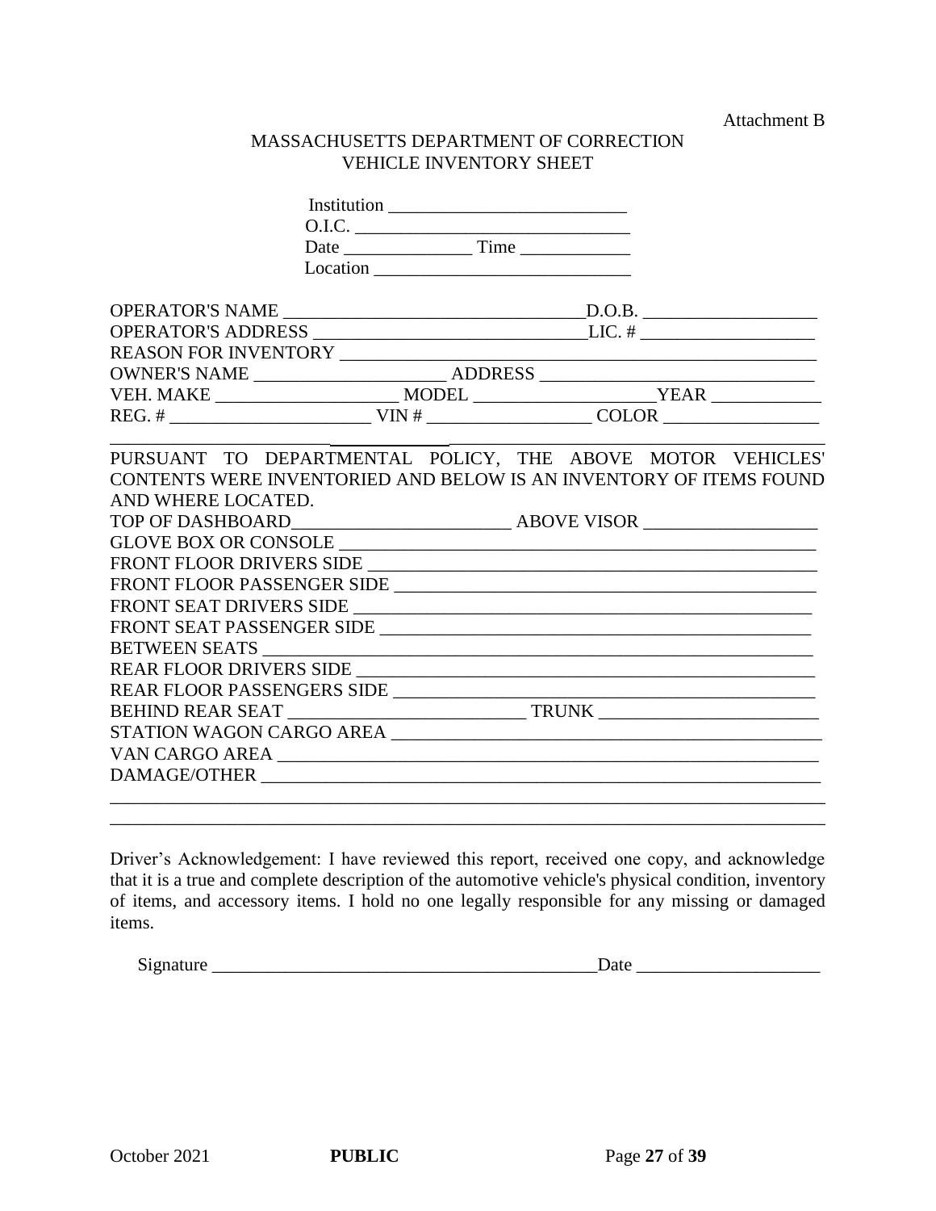Attachment B

MASSACHUSETTS DEPARTMENT OF CORRECTION
VEHICLE INVENTORY SHEET

Institution ___________________________
O.I.C. ________________________________
Date ______________ Time ____________
Location ____________________________

OPERATOR'S NAME _________________________________D.O.B. ___________________
OPERATOR'S ADDRESS ______________________________LIC. # ___________________
REASON FOR INVENTORY ____________________________________________________
OWNER'S NAME _____________________ ADDRESS ______________________________
VEH. MAKE ____________________ MODEL ____________________YEAR ____________
REG. # ______________________ VIN # __________________ COLOR _________________

_____________________________________________________________________________

PURSUANT TO DEPARTMENTAL POLICY, THE ABOVE MOTOR VEHICLES' CONTENTS WERE INVENTORIED AND BELOW IS AN INVENTORY OF ITEMS FOUND AND WHERE LOCATED.

TOP OF DASHBOARD________________________ ABOVE VISOR ___________________
GLOVE BOX OR CONSOLE ______________________________________________________
FRONT FLOOR DRIVERS SIDE ___________________________________________________
FRONT FLOOR PASSENGER SIDE ________________________________________________
FRONT SEAT DRIVERS SIDE ___________________________________________________
FRONT SEAT PASSENGER SIDE _________________________________________________
BETWEEN SEATS _________________________________________________________
REAR FLOOR DRIVERS SIDE __________________________________________________
REAR FLOOR PASSENGERS SIDE _______________________________________________
BEHIND REAR SEAT __________________________ TRUNK ________________________
STATION WAGON CARGO AREA ________________________________________________
VAN CARGO AREA ______________________________________________________________
DAMAGE/OTHER _______________________________________________________________
_____________________________________________________________________________
_____________________________________________________________________________

Driver's Acknowledgement: I have reviewed this report, received one copy, and acknowledge that it is a true and complete description of the automotive vehicle's physical condition, inventory of items, and accessory items. I hold no one legally responsible for any missing or damaged items.

Signature __________________________________________Date ____________________

October 2021 **PUBLIC**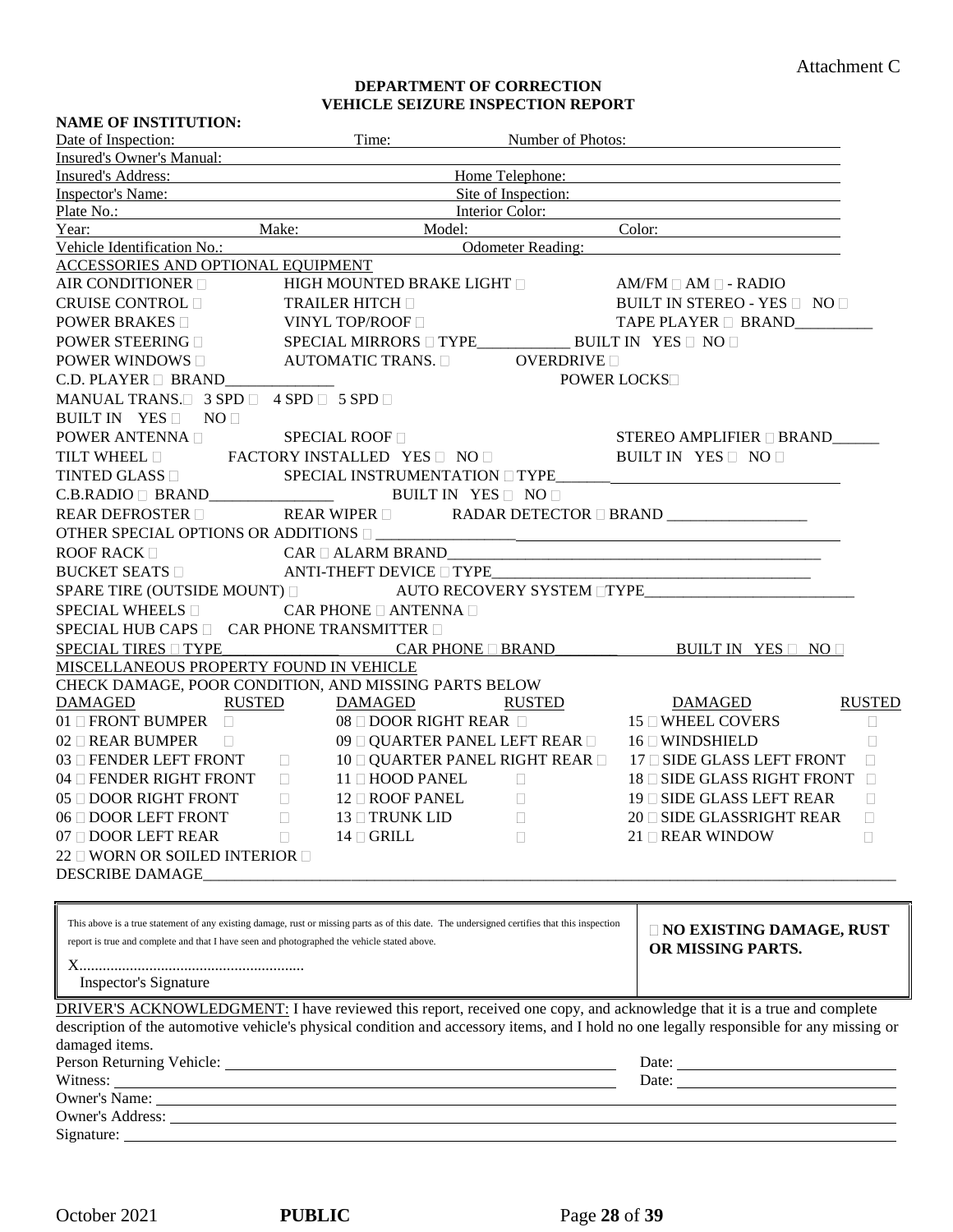Attachment C

**DEPARTMENT OF CORRECTION**
**VEHICLE SEIZURE INSPECTION REPORT**

**NAME OF INSTITUTION:**

Date of Inspection: Time: Number of Photos:

Insured's Owner's Manual:

Insured's Address: Home Telephone:

Inspector's Name: Site of Inspection:

Plate No.: Interior Color:

Year: Make: Model: Color:

Vehicle Identification No.: Odometer Reading:

ACCESSORIES AND OPTIONAL EQUIPMENT

AIR CONDITIONER ☐ HIGH MOUNTED BRAKE LIGHT ☐ AM/FM ☐ AM ☐ - RADIO

CRUISE CONTROL ☐ TRAILER HITCH ☐ BUILT IN STEREO - YES ☐ NO ☐

POWER BRAKES ☐ VINYL TOP/ROOF ☐ TAPE PLAYER ☐ BRAND__________

POWER STEERING ☐ SPECIAL MIRRORS ☐ TYPE____________ BUILT IN YES ☐ NO ☐

POWER WINDOWS ☐ AUTOMATIC TRANS. ☐ OVERDRIVE ☐

C.D. PLAYER ☐ BRAND______________ POWER LOCKS☐

MANUAL TRANS.☐ 3 SPD ☐ 4 SPD ☐ 5 SPD ☐

BUILT IN YES ☐ NO ☐

POWER ANTENNA ☐ SPECIAL ROOF ☐ STEREO AMPLIFIER ☐ BRAND______

TILT WHEEL ☐ FACTORY INSTALLED YES ☐ NO ☐ BUILT IN YES ☐ NO ☐

TINTED GLASS ☐ SPECIAL INSTRUMENTATION ☐ TYPE_______

C.B.RADIO ☐ BRAND________________ BUILT IN YES ☐ NO ☐

REAR DEFROSTER ☐ REAR WIPER ☐ RADAR DETECTOR ☐ BRAND __________________

OTHER SPECIAL OPTIONS OR ADDITIONS ☐ __________________

ROOF RACK ☐ CAR ☐ ALARM BRAND_______________________________________________

BUCKET SEATS ☐ ANTI-THEFT DEVICE ☐ TYPE__________________________________________

SPARE TIRE (OUTSIDE MOUNT) ☐ AUTO RECOVERY SYSTEM ☐TYPE___________________________

SPECIAL WHEELS ☐ CAR PHONE ☐ ANTENNA ☐

SPECIAL HUB CAPS ☐ CAR PHONE TRANSMITTER ☐

SPECIAL TIRES ☐ TYPE_______________ CAR PHONE ☐ BRAND________ BUILT IN YES ☐ NO ☐

MISCELLANEOUS PROPERTY FOUND IN VEHICLE

CHECK DAMAGE, POOR CONDITION, AND MISSING PARTS BELOW

| DAMAGED | RUSTED | DAMAGED | RUSTED | DAMAGED | RUSTED |
|---|---|---|---|---|---|
| 01 ☐ FRONT BUMPER | ☐ | 08 ☐ DOOR RIGHT REAR | ☐ | 15 ☐ WHEEL COVERS | ☐ |
| 02 ☐ REAR BUMPER | ☐ | 09 ☐ QUARTER PANEL LEFT REAR | ☐ | 16 ☐ WINDSHIELD | ☐ |
| 03 ☐ FENDER LEFT FRONT | ☐ | 10 ☐ QUARTER PANEL RIGHT REAR | ☐ | 17 ☐ SIDE GLASS LEFT FRONT | ☐ |
| 04 ☐ FENDER RIGHT FRONT | ☐ | 11 ☐ HOOD PANEL | ☐ | 18 ☐ SIDE GLASS RIGHT FRONT | ☐ |
| 05 ☐ DOOR RIGHT FRONT | ☐ | 12 ☐ ROOF PANEL | ☐ | 19 ☐ SIDE GLASS LEFT REAR | ☐ |
| 06 ☐ DOOR LEFT FRONT | ☐ | 13 ☐ TRUNK LID | ☐ | 20 ☐ SIDE GLASSRIGHT REAR | ☐ |
| 07 ☐ DOOR LEFT REAR | ☐ | 14 ☐ GRILL | ☐ | 21 ☐ REAR WINDOW | ☐ |

22 ☐ WORN OR SOILED INTERIOR ☐

DESCRIBE DAMAGE_______________________________________________________________________________

| This above is a true statement of any existing damage, rust or missing parts as of this date. The undersigned certifies that this inspection report is true and complete and that I have seen and photographed the vehicle stated above.<br><br>X..........................................................<br>Inspector's Signature | ☐ **NO EXISTING DAMAGE, RUST OR MISSING PARTS.** |
|---|---|

DRIVER'S ACKNOWLEDGMENT: I have reviewed this report, received one copy, and acknowledge that it is a true and complete description of the automotive vehicle's physical condition and accessory items, and I hold no one legally responsible for any missing or damaged items.

Person Returning Vehicle: Date:

Witness: Date:

Owner's Name:

Owner's Address:

Signature:

October 2021 **PUBLIC**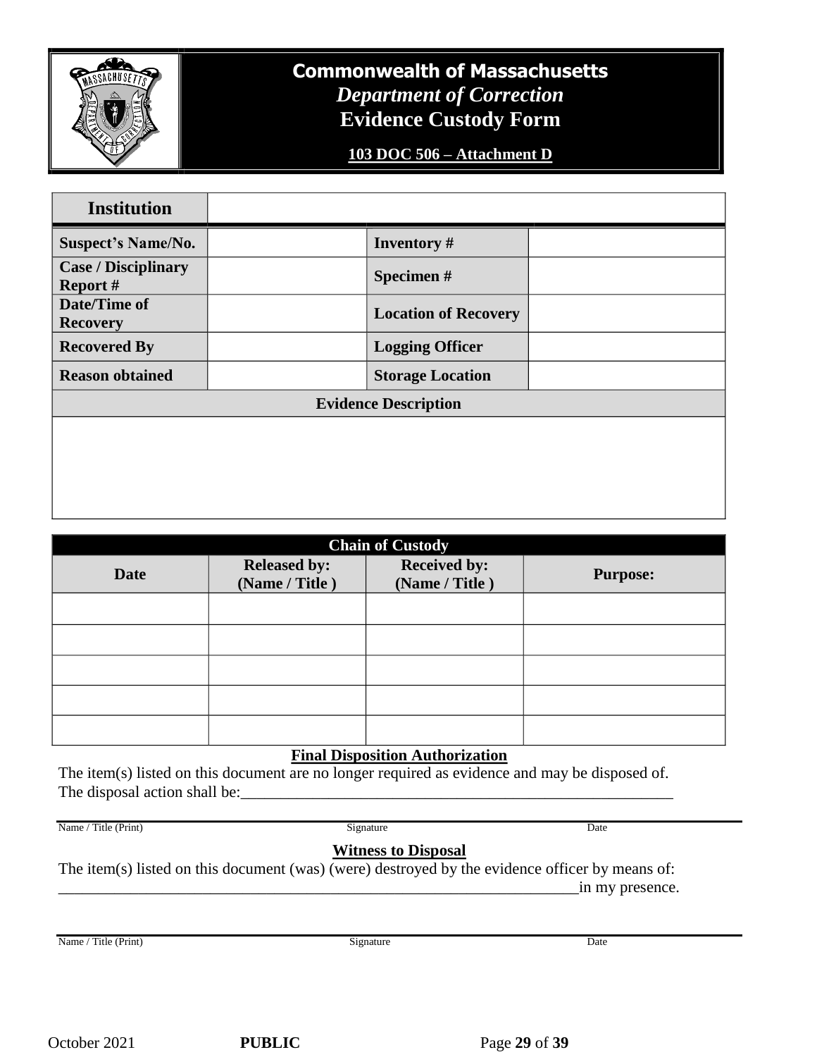# Commonwealth of Massachusetts

*Department of Correction*

**Evidence Custody Form**

**103 DOC 506 – Attachment D**

| **Institution** | | | |
|---|---|---|---|
| **Suspect's Name/No.** | | **Inventory #** | |
| **Case / Disciplinary Report #** | | **Specimen #** | |
| **Date/Time of Recovery** | | **Location of Recovery** | |
| **Recovered By** | | **Logging Officer** | |
| **Reason obtained** | | **Storage Location** | |
| **Evidence Description** | | | |
| | | | |

| **Chain of Custody** | | | |
|---|---|---|---|
| **Date** | **Released by: (Name / Title )** | **Received by: (Name / Title )** | **Purpose:** |
| | | | |
| | | | |
| | | | |
| | | | |
| | | | |

**Final Disposition Authorization**

The item(s) listed on this document are no longer required as evidence and may be disposed of.
The disposal action shall be:_______________________________________________________

_______________________________________________________________________________
Name / Title (Print) Signature Date

**Witness to Disposal**

The item(s) listed on this document (was) (were) destroyed by the evidence officer by means of:
___________________________________________________________________in my presence.

_______________________________________________________________________________
Name / Title (Print) Signature Date

October 2021 **PUBLIC**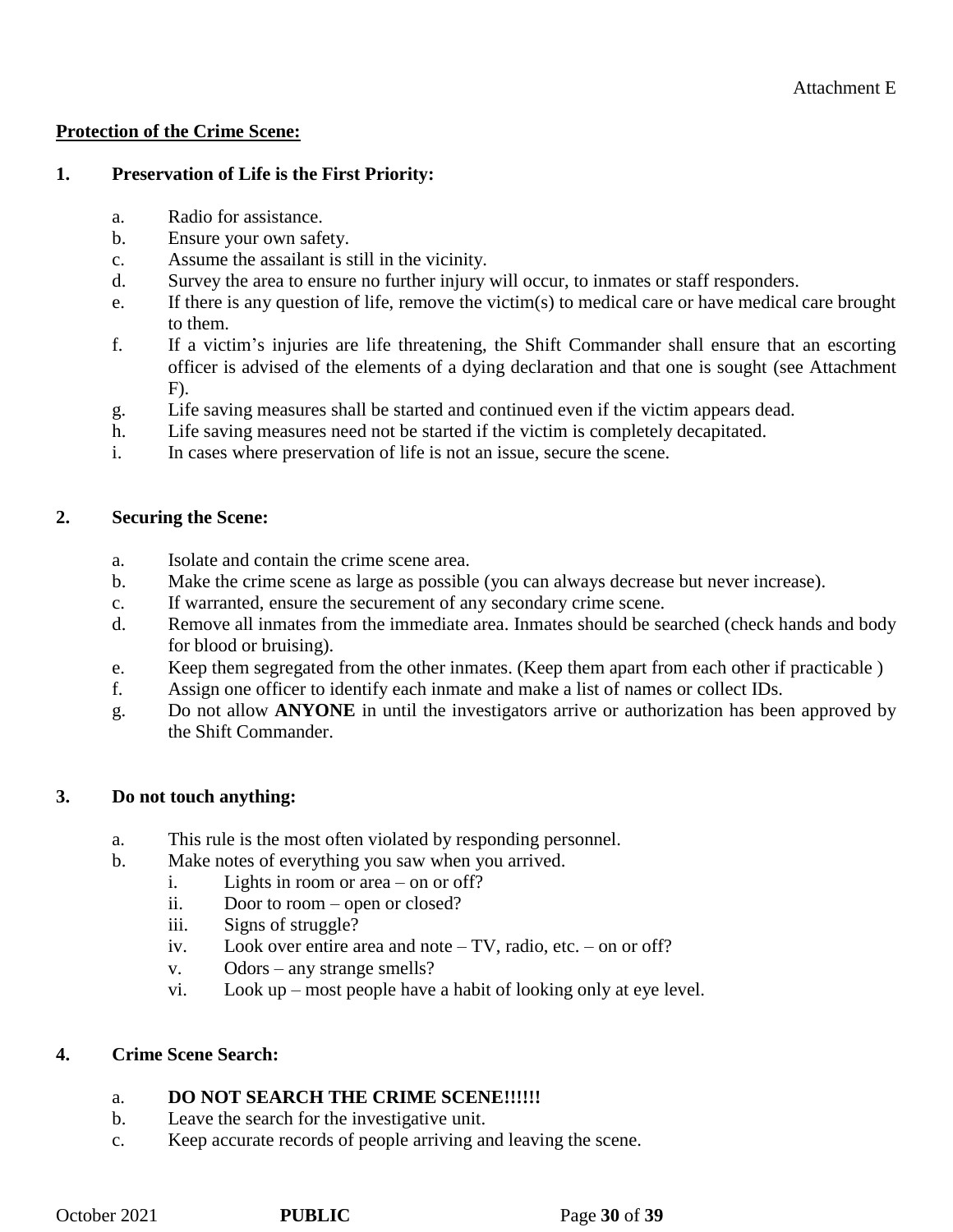Attachment E

**Protection of the Crime Scene:**

**1. Preservation of Life is the First Priority:**

a. Radio for assistance.
b. Ensure your own safety.
c. Assume the assailant is still in the vicinity.
d. Survey the area to ensure no further injury will occur, to inmates or staff responders.
e. If there is any question of life, remove the victim(s) to medical care or have medical care brought to them.
f. If a victim's injuries are life threatening, the Shift Commander shall ensure that an escorting officer is advised of the elements of a dying declaration and that one is sought (see Attachment F).
g. Life saving measures shall be started and continued even if the victim appears dead.
h. Life saving measures need not be started if the victim is completely decapitated.
i. In cases where preservation of life is not an issue, secure the scene.

**2. Securing the Scene:**

a. Isolate and contain the crime scene area.
b. Make the crime scene as large as possible (you can always decrease but never increase).
c. If warranted, ensure the securement of any secondary crime scene.
d. Remove all inmates from the immediate area. Inmates should be searched (check hands and body for blood or bruising).
e. Keep them segregated from the other inmates. (Keep them apart from each other if practicable )
f. Assign one officer to identify each inmate and make a list of names or collect IDs.
g. Do not allow **ANYONE** in until the investigators arrive or authorization has been approved by the Shift Commander.

**3. Do not touch anything:**

a. This rule is the most often violated by responding personnel.
b. Make notes of everything you saw when you arrived.
   i. Lights in room or area – on or off?
   ii. Door to room – open or closed?
   iii. Signs of struggle?
   iv. Look over entire area and note – TV, radio, etc. – on or off?
   v. Odors – any strange smells?
   vi. Look up – most people have a habit of looking only at eye level.

**4. Crime Scene Search:**

a. **DO NOT SEARCH THE CRIME SCENE!!!!!!**
b. Leave the search for the investigative unit.
c. Keep accurate records of people arriving and leaving the scene.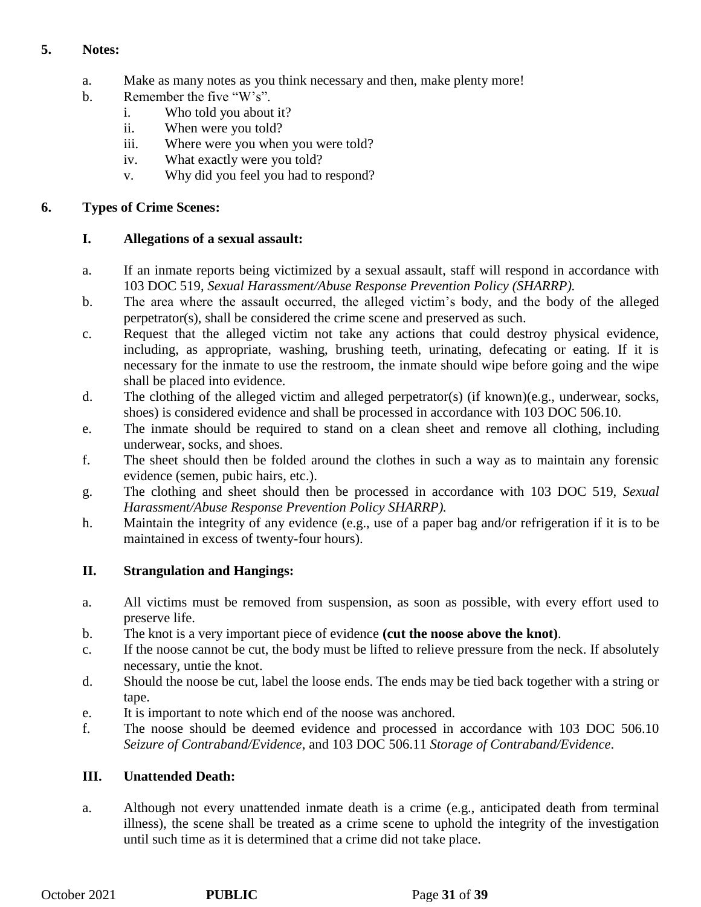**5. Notes:**

a. Make as many notes as you think necessary and then, make plenty more!

b. Remember the five "W's".
   i. Who told you about it?
   ii. When were you told?
   iii. Where were you when you were told?
   iv. What exactly were you told?
   v. Why did you feel you had to respond?

**6. Types of Crime Scenes:**

**I. Allegations of a sexual assault:**

a. If an inmate reports being victimized by a sexual assault, staff will respond in accordance with 103 DOC 519, *Sexual Harassment/Abuse Response Prevention Policy (SHARRP).*

b. The area where the assault occurred, the alleged victim's body, and the body of the alleged perpetrator(s), shall be considered the crime scene and preserved as such.

c. Request that the alleged victim not take any actions that could destroy physical evidence, including, as appropriate, washing, brushing teeth, urinating, defecating or eating. If it is necessary for the inmate to use the restroom, the inmate should wipe before going and the wipe shall be placed into evidence.

d. The clothing of the alleged victim and alleged perpetrator(s) (if known)(e.g., underwear, socks, shoes) is considered evidence and shall be processed in accordance with 103 DOC 506.10.

e. The inmate should be required to stand on a clean sheet and remove all clothing, including underwear, socks, and shoes.

f. The sheet should then be folded around the clothes in such a way as to maintain any forensic evidence (semen, pubic hairs, etc.).

g. The clothing and sheet should then be processed in accordance with 103 DOC 519, *Sexual Harassment/Abuse Response Prevention Policy SHARRP).*

h. Maintain the integrity of any evidence (e.g., use of a paper bag and/or refrigeration if it is to be maintained in excess of twenty-four hours).

**II. Strangulation and Hangings:**

a. All victims must be removed from suspension, as soon as possible, with every effort used to preserve life.

b. The knot is a very important piece of evidence **(cut the noose above the knot)**.

c. If the noose cannot be cut, the body must be lifted to relieve pressure from the neck. If absolutely necessary, untie the knot.

d. Should the noose be cut, label the loose ends. The ends may be tied back together with a string or tape.

e. It is important to note which end of the noose was anchored.

f. The noose should be deemed evidence and processed in accordance with 103 DOC 506.10 *Seizure of Contraband/Evidence*, and 103 DOC 506.11 *Storage of Contraband/Evidence*.

**III. Unattended Death:**

a. Although not every unattended inmate death is a crime (e.g., anticipated death from terminal illness), the scene shall be treated as a crime scene to uphold the integrity of the investigation until such time as it is determined that a crime did not take place.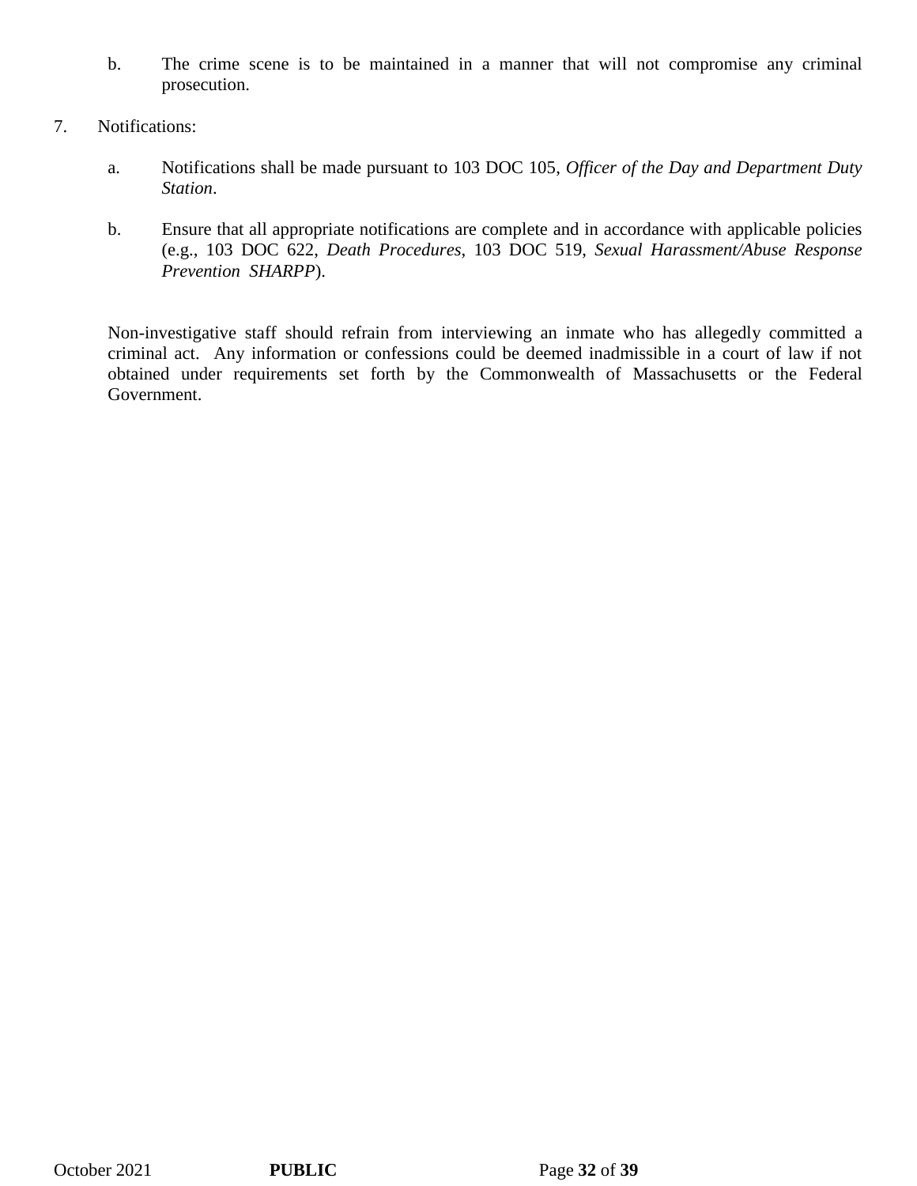b. The crime scene is to be maintained in a manner that will not compromise any criminal prosecution.

7. Notifications:

   a. Notifications shall be made pursuant to 103 DOC 105, *Officer of the Day and Department Duty Station*.

   b. Ensure that all appropriate notifications are complete and in accordance with applicable policies (e.g., 103 DOC 622, *Death Procedures*, 103 DOC 519, *Sexual Harassment/Abuse Response Prevention SHARPP*).

Non-investigative staff should refrain from interviewing an inmate who has allegedly committed a criminal act. Any information or confessions could be deemed inadmissible in a court of law if not obtained under requirements set forth by the Commonwealth of Massachusetts or the Federal Government.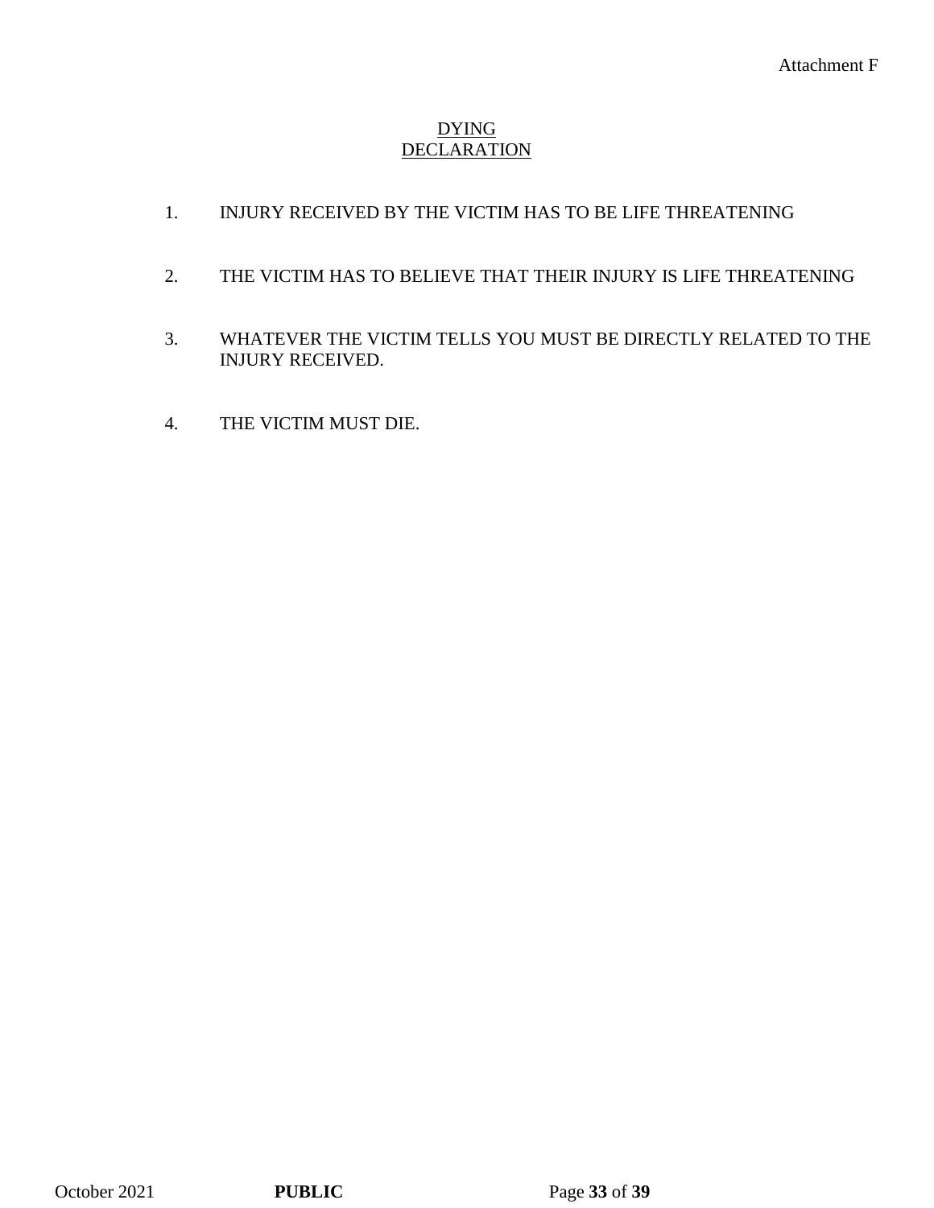Attachment F

# DYING DECLARATION

1. INJURY RECEIVED BY THE VICTIM HAS TO BE LIFE THREATENING

2. THE VICTIM HAS TO BELIEVE THAT THEIR INJURY IS LIFE THREATENING

3. WHATEVER THE VICTIM TELLS YOU MUST BE DIRECTLY RELATED TO THE INJURY RECEIVED.

4. THE VICTIM MUST DIE.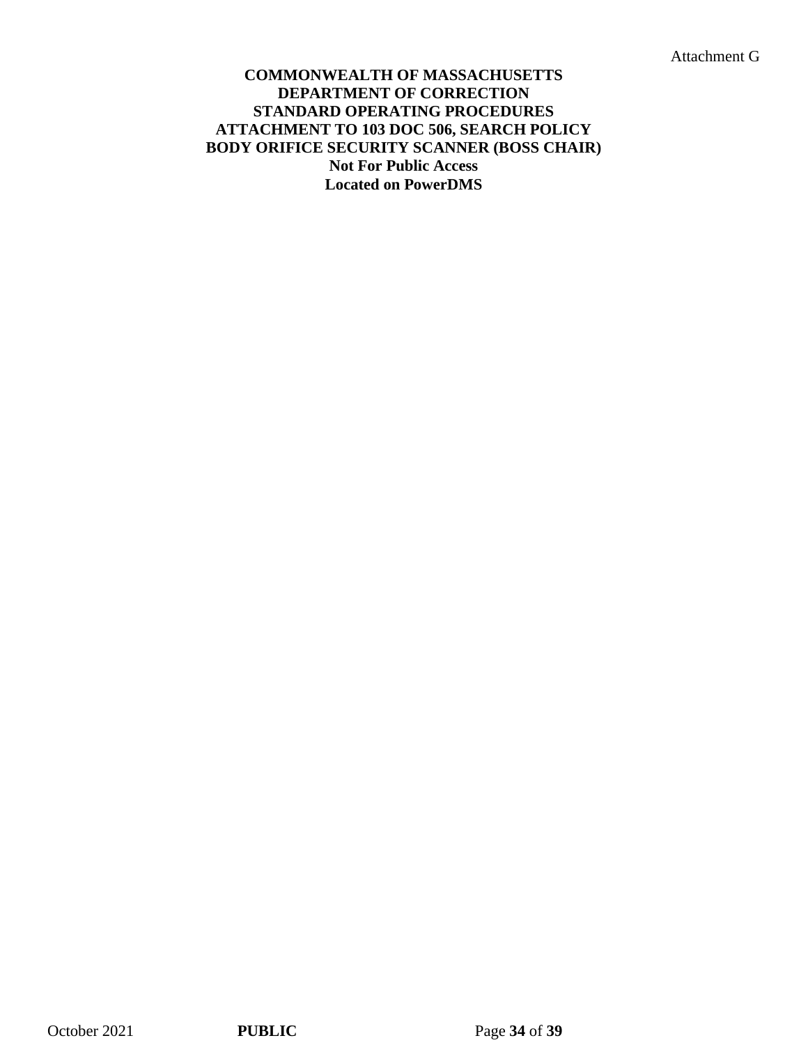Attachment G

**COMMONWEALTH OF MASSACHUSETTS**
**DEPARTMENT OF CORRECTION**
**STANDARD OPERATING PROCEDURES**
**ATTACHMENT TO 103 DOC 506, SEARCH POLICY**
**BODY ORIFICE SECURITY SCANNER (BOSS CHAIR)**
**Not For Public Access**
**Located on PowerDMS**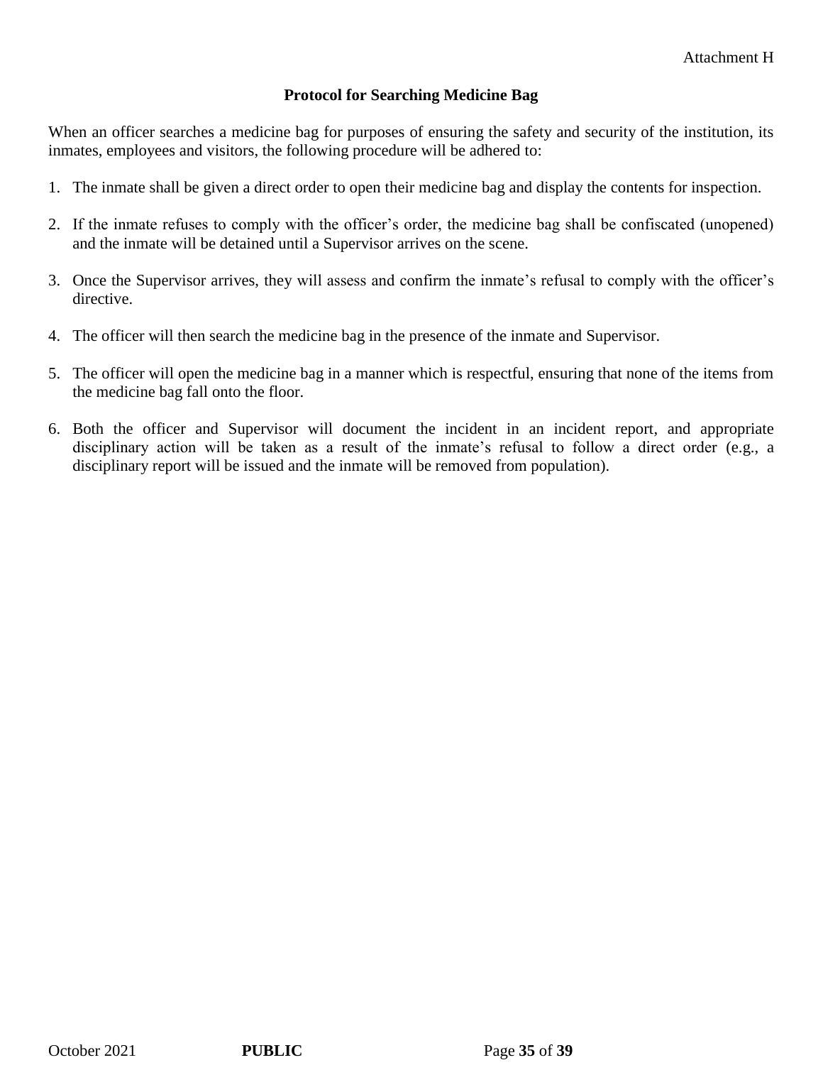Attachment H

## Protocol for Searching Medicine Bag

When an officer searches a medicine bag for purposes of ensuring the safety and security of the institution, its inmates, employees and visitors, the following procedure will be adhered to:

1. The inmate shall be given a direct order to open their medicine bag and display the contents for inspection.

2. If the inmate refuses to comply with the officer's order, the medicine bag shall be confiscated (unopened) and the inmate will be detained until a Supervisor arrives on the scene.

3. Once the Supervisor arrives, they will assess and confirm the inmate's refusal to comply with the officer's directive.

4. The officer will then search the medicine bag in the presence of the inmate and Supervisor.

5. The officer will open the medicine bag in a manner which is respectful, ensuring that none of the items from the medicine bag fall onto the floor.

6. Both the officer and Supervisor will document the incident in an incident report, and appropriate disciplinary action will be taken as a result of the inmate's refusal to follow a direct order (e.g., a disciplinary report will be issued and the inmate will be removed from population).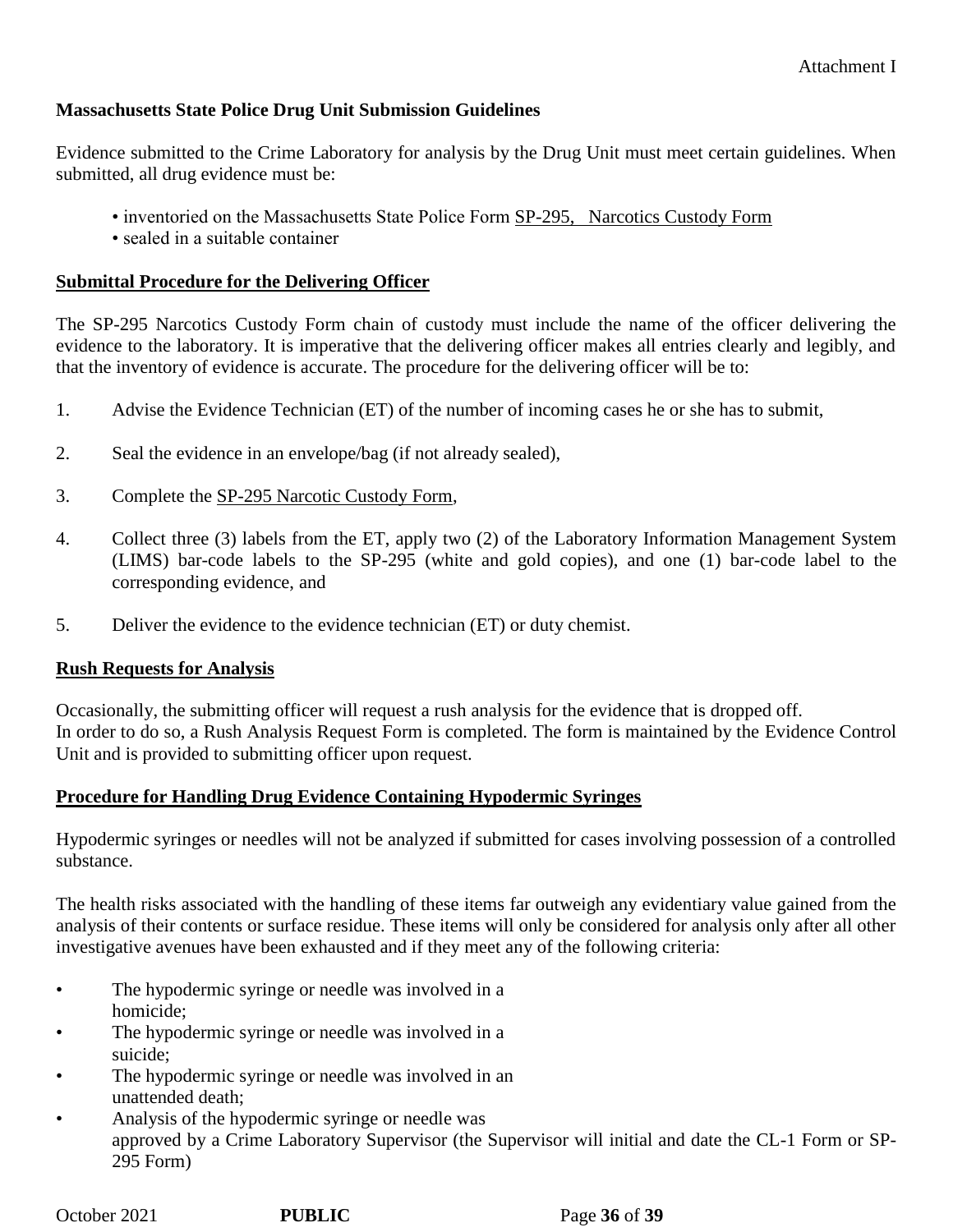Attachment I

## Massachusetts State Police Drug Unit Submission Guidelines

Evidence submitted to the Crime Laboratory for analysis by the Drug Unit must meet certain guidelines. When submitted, all drug evidence must be:

- inventoried on the Massachusetts State Police Form SP-295, Narcotics Custody Form
- sealed in a suitable container

### Submittal Procedure for the Delivering Officer

The SP-295 Narcotics Custody Form chain of custody must include the name of the officer delivering the evidence to the laboratory. It is imperative that the delivering officer makes all entries clearly and legibly, and that the inventory of evidence is accurate. The procedure for the delivering officer will be to:

1. Advise the Evidence Technician (ET) of the number of incoming cases he or she has to submit,
2. Seal the evidence in an envelope/bag (if not already sealed),
3. Complete the SP-295 Narcotic Custody Form,
4. Collect three (3) labels from the ET, apply two (2) of the Laboratory Information Management System (LIMS) bar-code labels to the SP-295 (white and gold copies), and one (1) bar-code label to the corresponding evidence, and
5. Deliver the evidence to the evidence technician (ET) or duty chemist.

### Rush Requests for Analysis

Occasionally, the submitting officer will request a rush analysis for the evidence that is dropped off.
In order to do so, a Rush Analysis Request Form is completed. The form is maintained by the Evidence Control Unit and is provided to submitting officer upon request.

### Procedure for Handling Drug Evidence Containing Hypodermic Syringes

Hypodermic syringes or needles will not be analyzed if submitted for cases involving possession of a controlled substance.

The health risks associated with the handling of these items far outweigh any evidentiary value gained from the analysis of their contents or surface residue. These items will only be considered for analysis only after all other investigative avenues have been exhausted and if they meet any of the following criteria:

- The hypodermic syringe or needle was involved in a homicide;
- The hypodermic syringe or needle was involved in a suicide;
- The hypodermic syringe or needle was involved in an unattended death;
- Analysis of the hypodermic syringe or needle was approved by a Crime Laboratory Supervisor (the Supervisor will initial and date the CL-1 Form or SP-295 Form)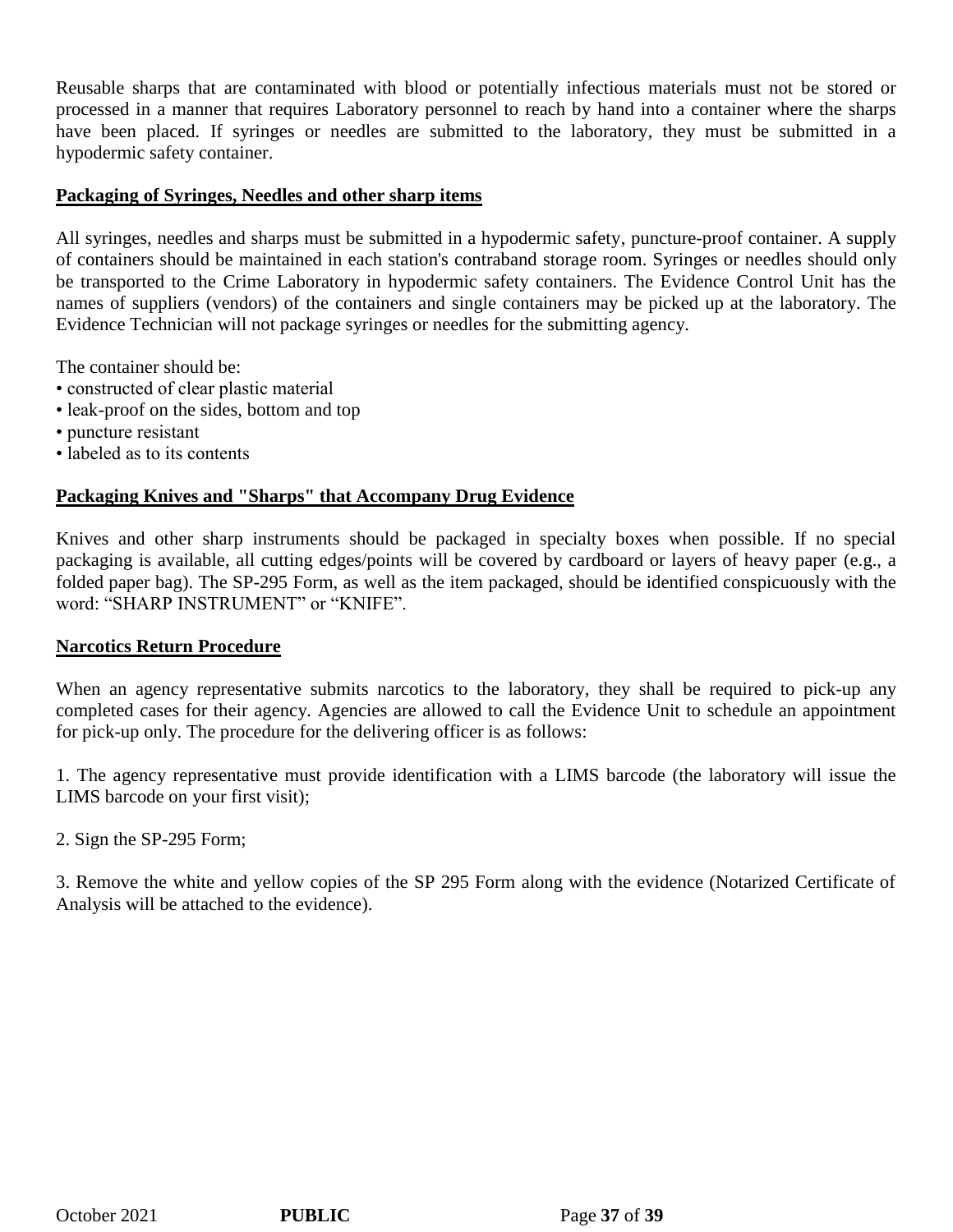Reusable sharps that are contaminated with blood or potentially infectious materials must not be stored or processed in a manner that requires Laboratory personnel to reach by hand into a container where the sharps have been placed. If syringes or needles are submitted to the laboratory, they must be submitted in a hypodermic safety container.

## **Packaging of Syringes, Needles and other sharp items**

All syringes, needles and sharps must be submitted in a hypodermic safety, puncture-proof container. A supply of containers should be maintained in each station's contraband storage room. Syringes or needles should only be transported to the Crime Laboratory in hypodermic safety containers. The Evidence Control Unit has the names of suppliers (vendors) of the containers and single containers may be picked up at the laboratory. The Evidence Technician will not package syringes or needles for the submitting agency.

The container should be:

- constructed of clear plastic material
- leak-proof on the sides, bottom and top
- puncture resistant
- labeled as to its contents

## **Packaging Knives and "Sharps" that Accompany Drug Evidence**

Knives and other sharp instruments should be packaged in specialty boxes when possible. If no special packaging is available, all cutting edges/points will be covered by cardboard or layers of heavy paper (e.g., a folded paper bag). The SP-295 Form, as well as the item packaged, should be identified conspicuously with the word: “SHARP INSTRUMENT” or “KNIFE”.

## **Narcotics Return Procedure**

When an agency representative submits narcotics to the laboratory, they shall be required to pick-up any completed cases for their agency. Agencies are allowed to call the Evidence Unit to schedule an appointment for pick-up only. The procedure for the delivering officer is as follows:

1. The agency representative must provide identification with a LIMS barcode (the laboratory will issue the LIMS barcode on your first visit);

2. Sign the SP-295 Form;

3. Remove the white and yellow copies of the SP 295 Form along with the evidence (Notarized Certificate of Analysis will be attached to the evidence).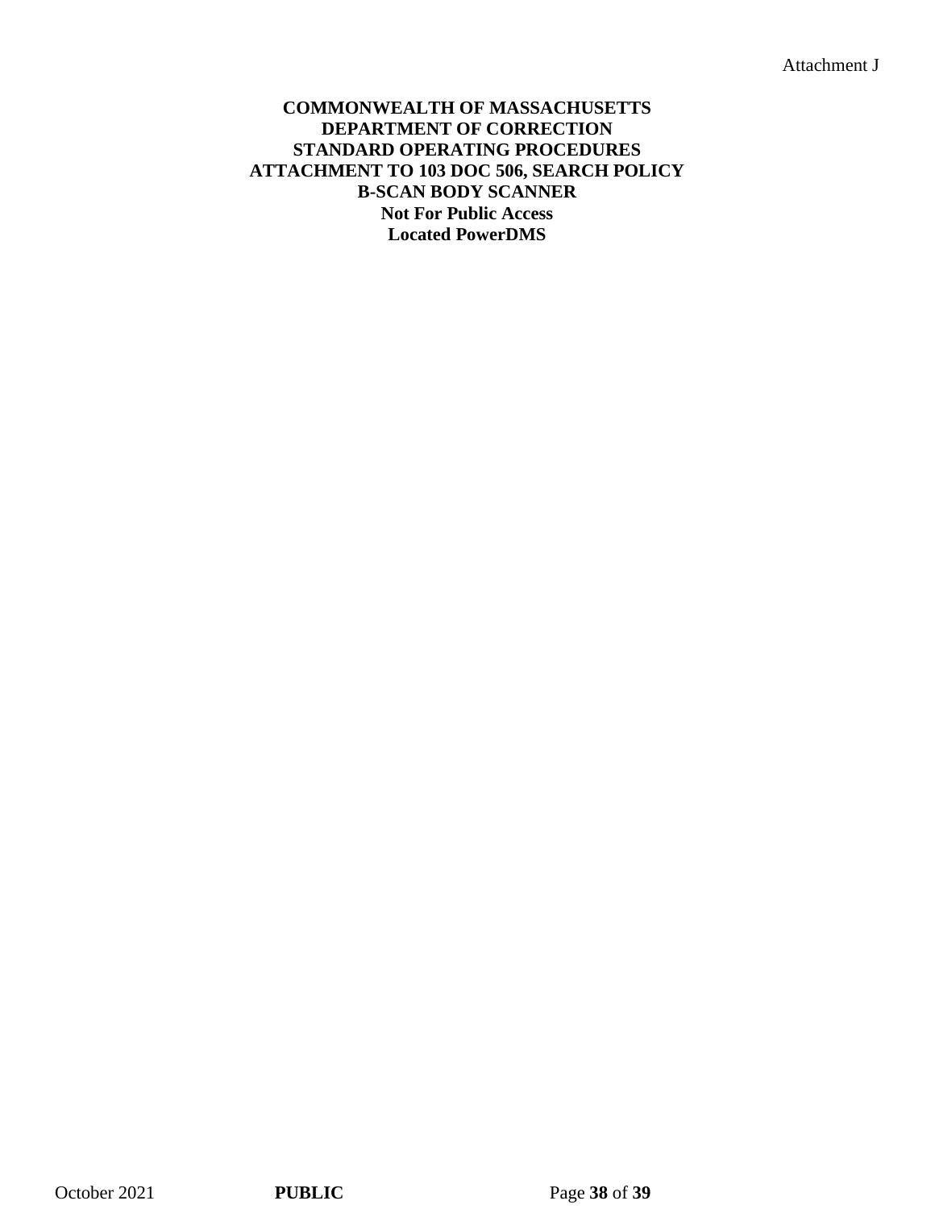Attachment J

**COMMONWEALTH OF MASSACHUSETTS**
**DEPARTMENT OF CORRECTION**
**STANDARD OPERATING PROCEDURES**
**ATTACHMENT TO 103 DOC 506, SEARCH POLICY**
**B-SCAN BODY SCANNER**
**Not For Public Access**
**Located PowerDMS**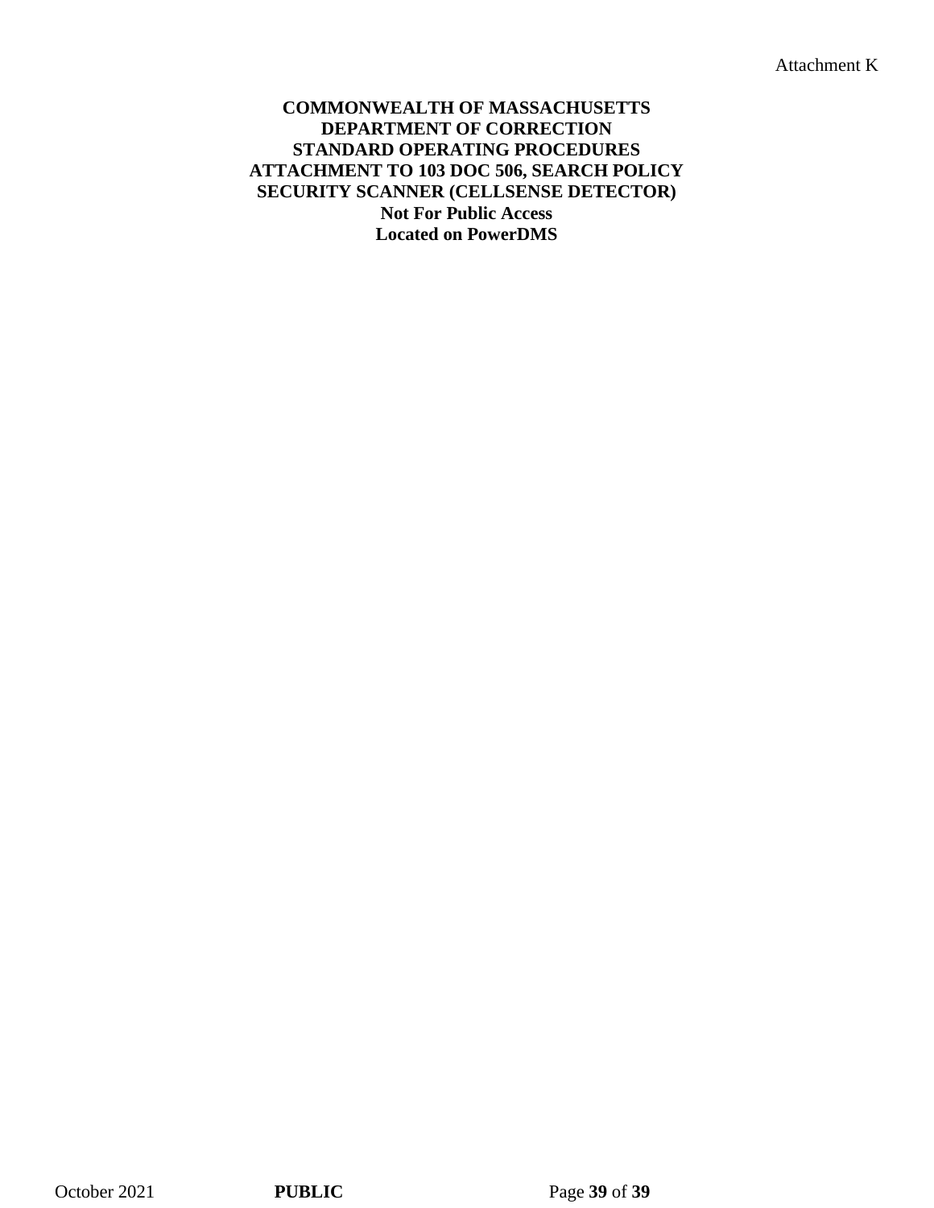Attachment K

**COMMONWEALTH OF MASSACHUSETTS**
**DEPARTMENT OF CORRECTION**
**STANDARD OPERATING PROCEDURES**
**ATTACHMENT TO 103 DOC 506, SEARCH POLICY**
**SECURITY SCANNER (CELLSENSE DETECTOR)**
**Not For Public Access**
**Located on PowerDMS**